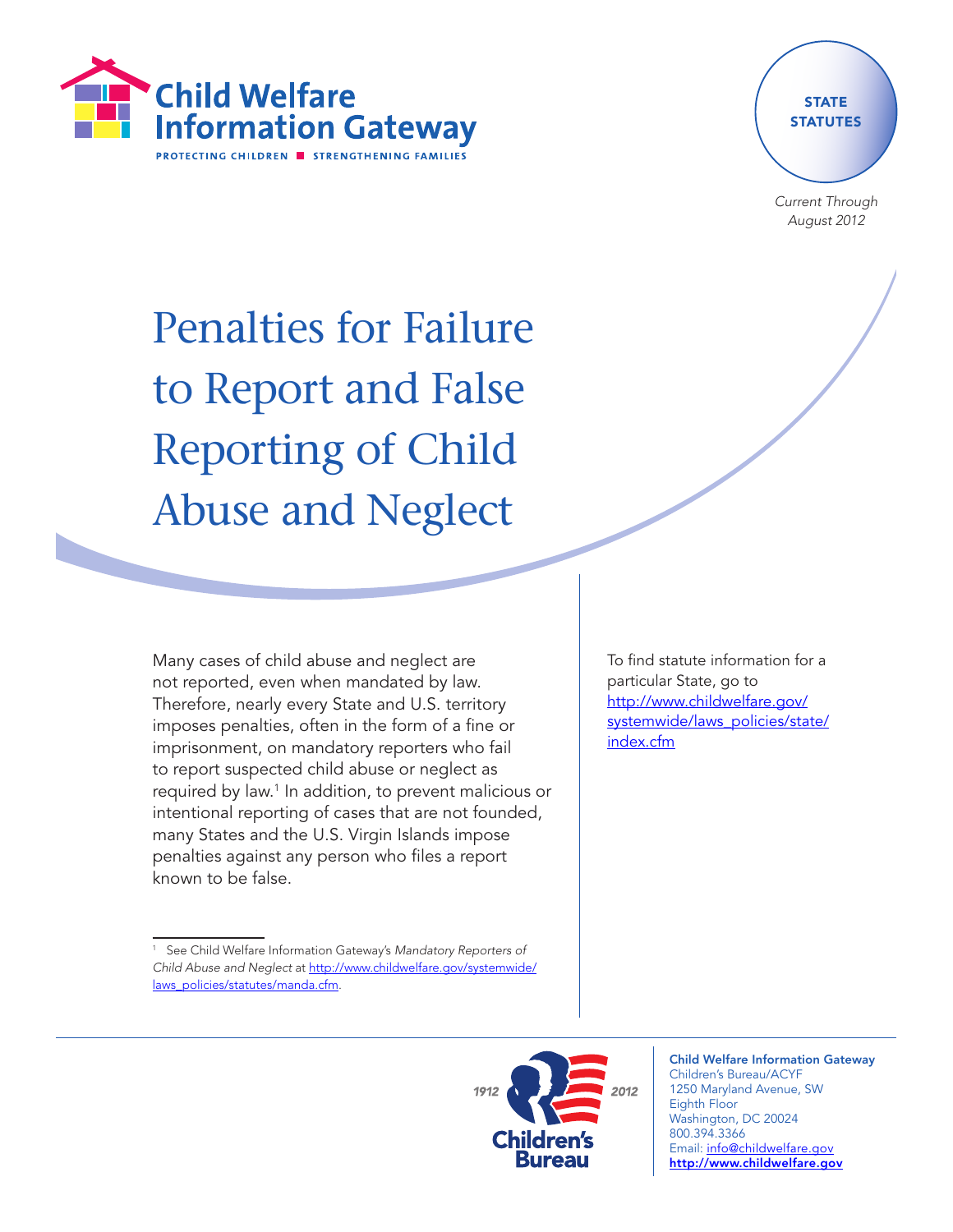Child Welfare Information Gateway

PROTECTING CHILDREN ■ STRENGTHENING FAMILIES

STATE STATUTES

*Current Through August 2012*

# Penalties for Failure to Report and False Reporting of Child Abuse and Neglect

Many cases of child abuse and neglect are not reported, even when mandated by law. Therefore, nearly every State and U.S. territory imposes penalties, often in the form of a fine or imprisonment, on mandatory reporters who fail to report suspected child abuse or neglect as required by law.[1] In addition, to prevent malicious or intentional reporting of cases that are not founded, many States and the U.S. Virgin Islands impose penalties against any person who files a report known to be false.

To find statute information for a particular State, go to http://www.childwelfare.gov/systemwide/laws_policies/state/index.cfm

[1] See Child Welfare Information Gateway's *Mandatory Reporters of Child Abuse and Neglect* at http://www.childwelfare.gov/systemwide/laws_policies/statutes/manda.cfm.

1912 Children's Bureau 2012

**Child Welfare Information Gateway**
Children's Bureau/ACYF
1250 Maryland Avenue, SW
Eighth Floor
Washington, DC 20024
800.394.3366
Email: info@childwelfare.gov
**http://www.childwelfare.gov**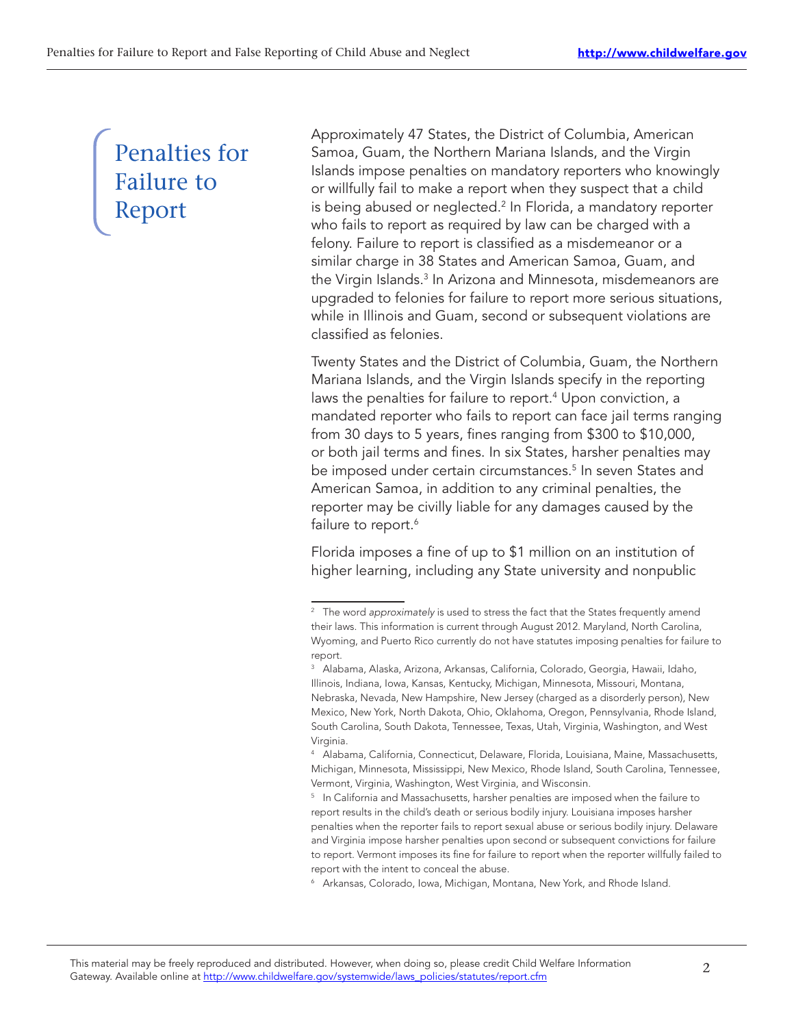## Penalties for Failure to Report

Approximately 47 States, the District of Columbia, American Samoa, Guam, the Northern Mariana Islands, and the Virgin Islands impose penalties on mandatory reporters who knowingly or willfully fail to make a report when they suspect that a child is being abused or neglected.[2] In Florida, a mandatory reporter who fails to report as required by law can be charged with a felony. Failure to report is classified as a misdemeanor or a similar charge in 38 States and American Samoa, Guam, and the Virgin Islands.[3] In Arizona and Minnesota, misdemeanors are upgraded to felonies for failure to report more serious situations, while in Illinois and Guam, second or subsequent violations are classified as felonies.

Twenty States and the District of Columbia, Guam, the Northern Mariana Islands, and the Virgin Islands specify in the reporting laws the penalties for failure to report.[4] Upon conviction, a mandated reporter who fails to report can face jail terms ranging from 30 days to 5 years, fines ranging from $300 to $10,000, or both jail terms and fines. In six States, harsher penalties may be imposed under certain circumstances.[5] In seven States and American Samoa, in addition to any criminal penalties, the reporter may be civilly liable for any damages caused by the failure to report.[6]

Florida imposes a fine of up to $1 million on an institution of higher learning, including any State university and nonpublic

---

[2] The word *approximately* is used to stress the fact that the States frequently amend their laws. This information is current through August 2012. Maryland, North Carolina, Wyoming, and Puerto Rico currently do not have statutes imposing penalties for failure to report.

[3] Alabama, Alaska, Arizona, Arkansas, California, Colorado, Georgia, Hawaii, Idaho, Illinois, Indiana, Iowa, Kansas, Kentucky, Michigan, Minnesota, Missouri, Montana, Nebraska, Nevada, New Hampshire, New Jersey (charged as a disorderly person), New Mexico, New York, North Dakota, Ohio, Oklahoma, Oregon, Pennsylvania, Rhode Island, South Carolina, South Dakota, Tennessee, Texas, Utah, Virginia, Washington, and West Virginia.

[4] Alabama, California, Connecticut, Delaware, Florida, Louisiana, Maine, Massachusetts, Michigan, Minnesota, Mississippi, New Mexico, Rhode Island, South Carolina, Tennessee, Vermont, Virginia, Washington, West Virginia, and Wisconsin.

[5] In California and Massachusetts, harsher penalties are imposed when the failure to report results in the child's death or serious bodily injury. Louisiana imposes harsher penalties when the reporter fails to report sexual abuse or serious bodily injury. Delaware and Virginia impose harsher penalties upon second or subsequent convictions for failure to report. Vermont imposes its fine for failure to report when the reporter willfully failed to report with the intent to conceal the abuse.

[6] Arkansas, Colorado, Iowa, Michigan, Montana, New York, and Rhode Island.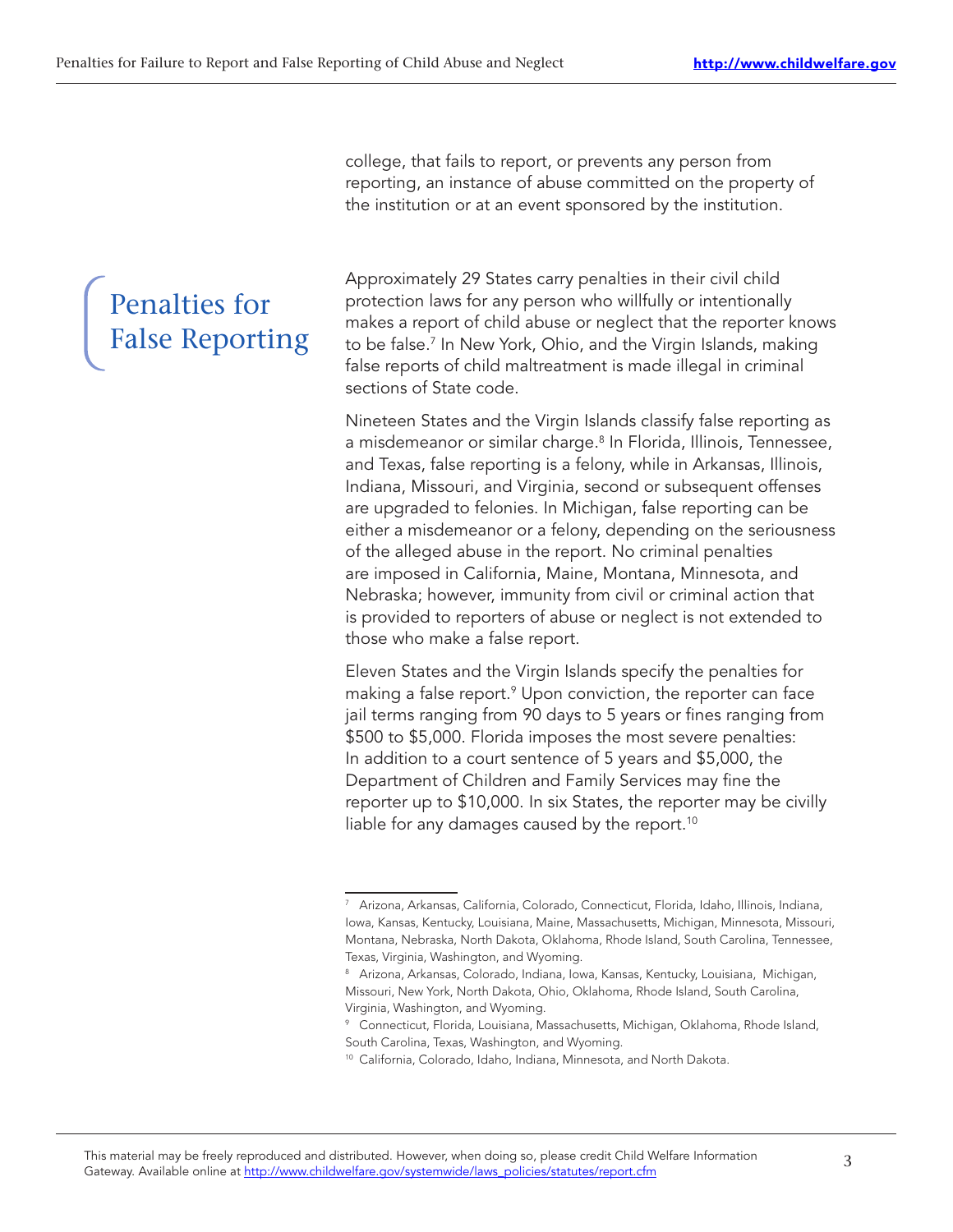college, that fails to report, or prevents any person from reporting, an instance of abuse committed on the property of the institution or at an event sponsored by the institution.

## Penalties for False Reporting

Approximately 29 States carry penalties in their civil child protection laws for any person who willfully or intentionally makes a report of child abuse or neglect that the reporter knows to be false.[7] In New York, Ohio, and the Virgin Islands, making false reports of child maltreatment is made illegal in criminal sections of State code.

Nineteen States and the Virgin Islands classify false reporting as a misdemeanor or similar charge.[8] In Florida, Illinois, Tennessee, and Texas, false reporting is a felony, while in Arkansas, Illinois, Indiana, Missouri, and Virginia, second or subsequent offenses are upgraded to felonies. In Michigan, false reporting can be either a misdemeanor or a felony, depending on the seriousness of the alleged abuse in the report. No criminal penalties are imposed in California, Maine, Montana, Minnesota, and Nebraska; however, immunity from civil or criminal action that is provided to reporters of abuse or neglect is not extended to those who make a false report.

Eleven States and the Virgin Islands specify the penalties for making a false report.[9] Upon conviction, the reporter can face jail terms ranging from 90 days to 5 years or fines ranging from $500 to $5,000. Florida imposes the most severe penalties: In addition to a court sentence of 5 years and $5,000, the Department of Children and Family Services may fine the reporter up to $10,000. In six States, the reporter may be civilly liable for any damages caused by the report.[10]

---

[7] Arizona, Arkansas, California, Colorado, Connecticut, Florida, Idaho, Illinois, Indiana, Iowa, Kansas, Kentucky, Louisiana, Maine, Massachusetts, Michigan, Minnesota, Missouri, Montana, Nebraska, North Dakota, Oklahoma, Rhode Island, South Carolina, Tennessee, Texas, Virginia, Washington, and Wyoming.

[8] Arizona, Arkansas, Colorado, Indiana, Iowa, Kansas, Kentucky, Louisiana, Michigan, Missouri, New York, North Dakota, Ohio, Oklahoma, Rhode Island, South Carolina, Virginia, Washington, and Wyoming.

[9] Connecticut, Florida, Louisiana, Massachusetts, Michigan, Oklahoma, Rhode Island, South Carolina, Texas, Washington, and Wyoming.

[10] California, Colorado, Idaho, Indiana, Minnesota, and North Dakota.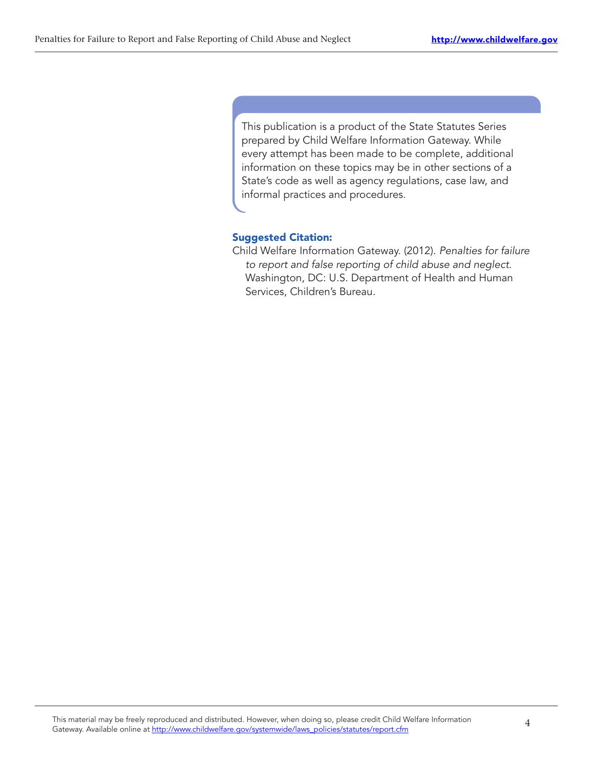This publication is a product of the State Statutes Series prepared by Child Welfare Information Gateway. While every attempt has been made to be complete, additional information on these topics may be in other sections of a State's code as well as agency regulations, case law, and informal practices and procedures.

**Suggested Citation:**

Child Welfare Information Gateway. (2012). *Penalties for failure to report and false reporting of child abuse and neglect*. Washington, DC: U.S. Department of Health and Human Services, Children's Bureau.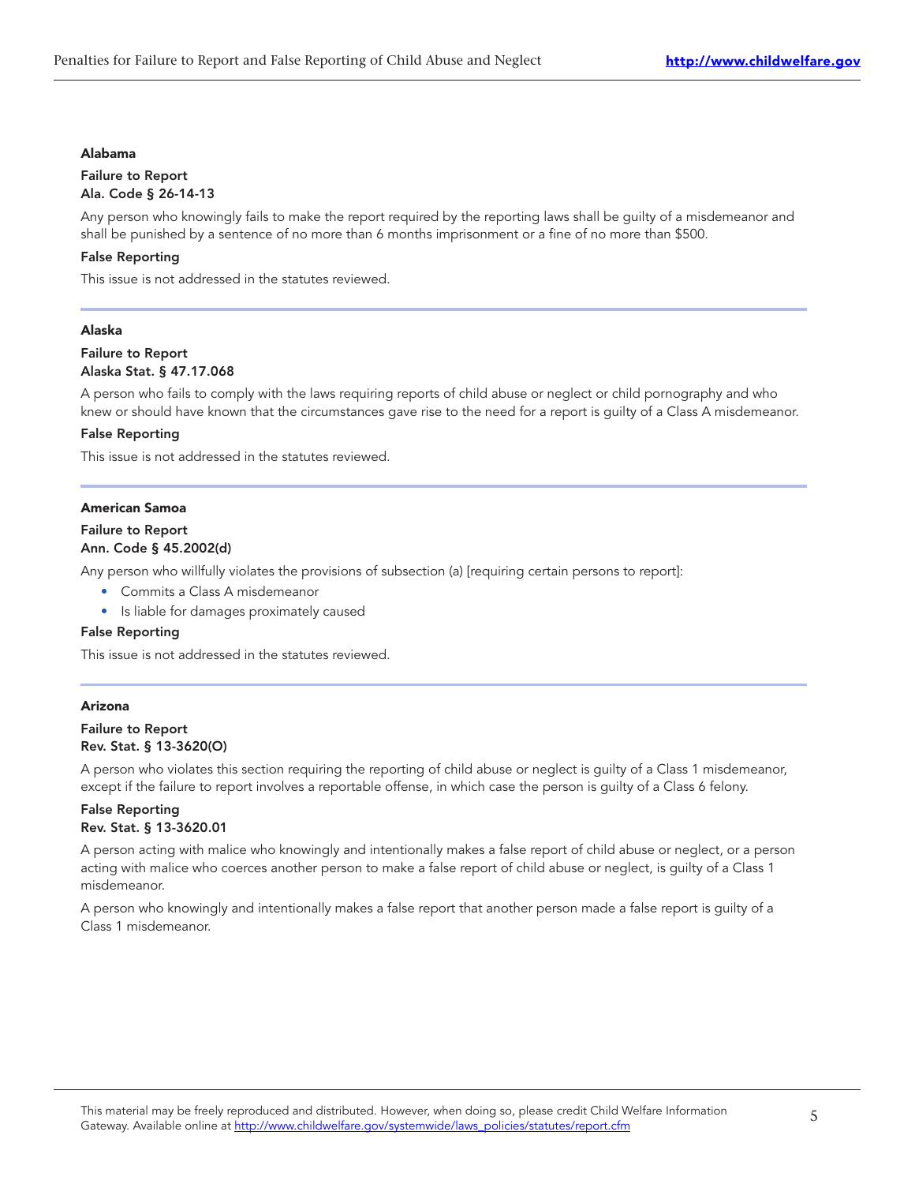### Alabama

**Failure to Report**
**Ala. Code § 26-14-13**

Any person who knowingly fails to make the report required by the reporting laws shall be guilty of a misdemeanor and shall be punished by a sentence of no more than 6 months imprisonment or a fine of no more than $500.

**False Reporting**

This issue is not addressed in the statutes reviewed.

---

### Alaska

**Failure to Report**
**Alaska Stat. § 47.17.068**

A person who fails to comply with the laws requiring reports of child abuse or neglect or child pornography and who knew or should have known that the circumstances gave rise to the need for a report is guilty of a Class A misdemeanor.

**False Reporting**

This issue is not addressed in the statutes reviewed.

---

### American Samoa

**Failure to Report**
**Ann. Code § 45.2002(d)**

Any person who willfully violates the provisions of subsection (a) [requiring certain persons to report]:

- Commits a Class A misdemeanor
- Is liable for damages proximately caused

**False Reporting**

This issue is not addressed in the statutes reviewed.

---

### Arizona

**Failure to Report**
**Rev. Stat. § 13-3620(O)**

A person who violates this section requiring the reporting of child abuse or neglect is guilty of a Class 1 misdemeanor, except if the failure to report involves a reportable offense, in which case the person is guilty of a Class 6 felony.

**False Reporting**
**Rev. Stat. § 13-3620.01**

A person acting with malice who knowingly and intentionally makes a false report of child abuse or neglect, or a person acting with malice who coerces another person to make a false report of child abuse or neglect, is guilty of a Class 1 misdemeanor.

A person who knowingly and intentionally makes a false report that another person made a false report is guilty of a Class 1 misdemeanor.

This material may be freely reproduced and distributed. However, when doing so, please credit Child Welfare Information Gateway. Available online at http://www.childwelfare.gov/systemwide/laws_policies/statutes/report.cfm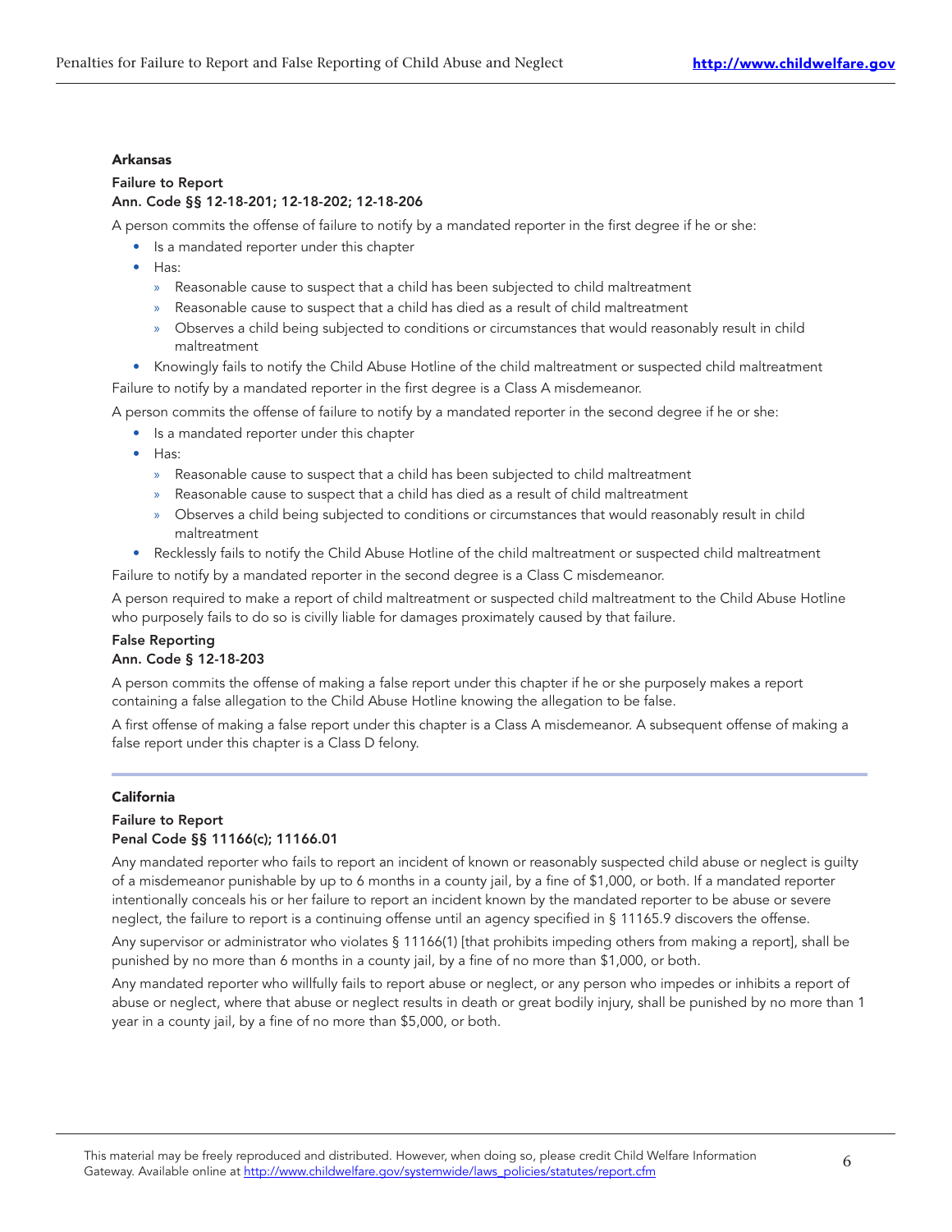### Arkansas

**Failure to Report**
**Ann. Code §§ 12-18-201; 12-18-202; 12-18-206**

A person commits the offense of failure to notify by a mandated reporter in the first degree if he or she:

- Is a mandated reporter under this chapter
- Has:
  - Reasonable cause to suspect that a child has been subjected to child maltreatment
  - Reasonable cause to suspect that a child has died as a result of child maltreatment
  - Observes a child being subjected to conditions or circumstances that would reasonably result in child maltreatment
- Knowingly fails to notify the Child Abuse Hotline of the child maltreatment or suspected child maltreatment

Failure to notify by a mandated reporter in the first degree is a Class A misdemeanor.

A person commits the offense of failure to notify by a mandated reporter in the second degree if he or she:

- Is a mandated reporter under this chapter
- Has:
  - Reasonable cause to suspect that a child has been subjected to child maltreatment
  - Reasonable cause to suspect that a child has died as a result of child maltreatment
  - Observes a child being subjected to conditions or circumstances that would reasonably result in child maltreatment
- Recklessly fails to notify the Child Abuse Hotline of the child maltreatment or suspected child maltreatment

Failure to notify by a mandated reporter in the second degree is a Class C misdemeanor.

A person required to make a report of child maltreatment or suspected child maltreatment to the Child Abuse Hotline who purposely fails to do so is civilly liable for damages proximately caused by that failure.

**False Reporting**
**Ann. Code § 12-18-203**

A person commits the offense of making a false report under this chapter if he or she purposely makes a report containing a false allegation to the Child Abuse Hotline knowing the allegation to be false.

A first offense of making a false report under this chapter is a Class A misdemeanor. A subsequent offense of making a false report under this chapter is a Class D felony.

### California

**Failure to Report**
**Penal Code §§ 11166(c); 11166.01**

Any mandated reporter who fails to report an incident of known or reasonably suspected child abuse or neglect is guilty of a misdemeanor punishable by up to 6 months in a county jail, by a fine of $1,000, or both. If a mandated reporter intentionally conceals his or her failure to report an incident known by the mandated reporter to be abuse or severe neglect, the failure to report is a continuing offense until an agency specified in § 11165.9 discovers the offense.

Any supervisor or administrator who violates § 11166(1) [that prohibits impeding others from making a report], shall be punished by no more than 6 months in a county jail, by a fine of no more than $1,000, or both.

Any mandated reporter who willfully fails to report abuse or neglect, or any person who impedes or inhibits a report of abuse or neglect, where that abuse or neglect results in death or great bodily injury, shall be punished by no more than 1 year in a county jail, by a fine of no more than $5,000, or both.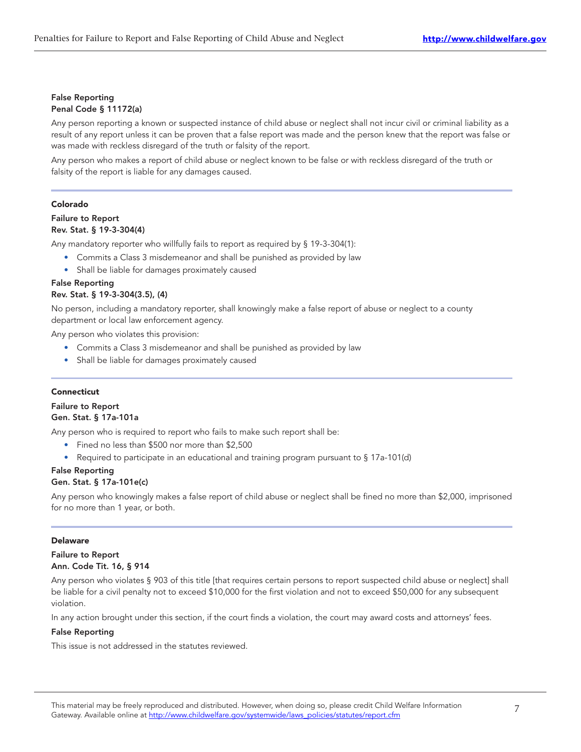**False Reporting**
**Penal Code § 11172(a)**

Any person reporting a known or suspected instance of child abuse or neglect shall not incur civil or criminal liability as a result of any report unless it can be proven that a false report was made and the person knew that the report was false or was made with reckless disregard of the truth or falsity of the report.

Any person who makes a report of child abuse or neglect known to be false or with reckless disregard of the truth or falsity of the report is liable for any damages caused.

---

**Colorado**

**Failure to Report**
**Rev. Stat. § 19-3-304(4)**

Any mandatory reporter who willfully fails to report as required by § 19-3-304(1):

- Commits a Class 3 misdemeanor and shall be punished as provided by law
- Shall be liable for damages proximately caused

**False Reporting**
**Rev. Stat. § 19-3-304(3.5), (4)**

No person, including a mandatory reporter, shall knowingly make a false report of abuse or neglect to a county department or local law enforcement agency.

Any person who violates this provision:

- Commits a Class 3 misdemeanor and shall be punished as provided by law
- Shall be liable for damages proximately caused

---

**Connecticut**

**Failure to Report**
**Gen. Stat. § 17a-101a**

Any person who is required to report who fails to make such report shall be:

- Fined no less than $500 nor more than $2,500
- Required to participate in an educational and training program pursuant to § 17a-101(d)

**False Reporting**
**Gen. Stat. § 17a-101e(c)**

Any person who knowingly makes a false report of child abuse or neglect shall be fined no more than $2,000, imprisoned for no more than 1 year, or both.

---

**Delaware**

**Failure to Report**
**Ann. Code Tit. 16, § 914**

Any person who violates § 903 of this title [that requires certain persons to report suspected child abuse or neglect] shall be liable for a civil penalty not to exceed $10,000 for the first violation and not to exceed $50,000 for any subsequent violation.

In any action brought under this section, if the court finds a violation, the court may award costs and attorneys' fees.

**False Reporting**

This issue is not addressed in the statutes reviewed.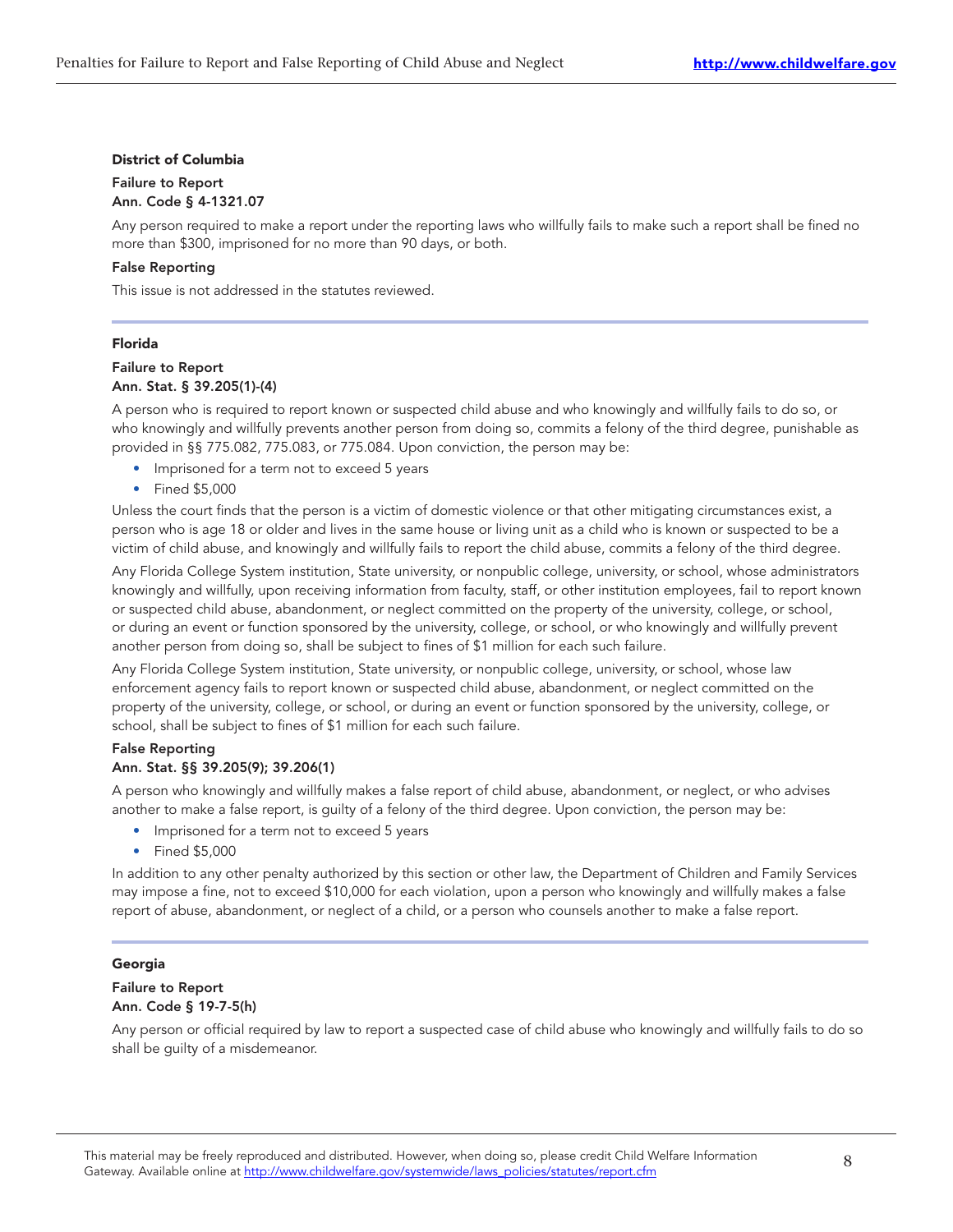### District of Columbia

**Failure to Report**
**Ann. Code § 4-1321.07**

Any person required to make a report under the reporting laws who willfully fails to make such a report shall be fined no more than $300, imprisoned for no more than 90 days, or both.

**False Reporting**

This issue is not addressed in the statutes reviewed.

---

### Florida

**Failure to Report**
**Ann. Stat. § 39.205(1)-(4)**

A person who is required to report known or suspected child abuse and who knowingly and willfully fails to do so, or who knowingly and willfully prevents another person from doing so, commits a felony of the third degree, punishable as provided in §§ 775.082, 775.083, or 775.084. Upon conviction, the person may be:

- Imprisoned for a term not to exceed 5 years
- Fined $5,000

Unless the court finds that the person is a victim of domestic violence or that other mitigating circumstances exist, a person who is age 18 or older and lives in the same house or living unit as a child who is known or suspected to be a victim of child abuse, and knowingly and willfully fails to report the child abuse, commits a felony of the third degree.

Any Florida College System institution, State university, or nonpublic college, university, or school, whose administrators knowingly and willfully, upon receiving information from faculty, staff, or other institution employees, fail to report known or suspected child abuse, abandonment, or neglect committed on the property of the university, college, or school, or during an event or function sponsored by the university, college, or school, or who knowingly and willfully prevent another person from doing so, shall be subject to fines of $1 million for each such failure.

Any Florida College System institution, State university, or nonpublic college, university, or school, whose law enforcement agency fails to report known or suspected child abuse, abandonment, or neglect committed on the property of the university, college, or school, or during an event or function sponsored by the university, college, or school, shall be subject to fines of $1 million for each such failure.

**False Reporting**
**Ann. Stat. §§ 39.205(9); 39.206(1)**

A person who knowingly and willfully makes a false report of child abuse, abandonment, or neglect, or who advises another to make a false report, is guilty of a felony of the third degree. Upon conviction, the person may be:

- Imprisoned for a term not to exceed 5 years
- Fined $5,000

In addition to any other penalty authorized by this section or other law, the Department of Children and Family Services may impose a fine, not to exceed $10,000 for each violation, upon a person who knowingly and willfully makes a false report of abuse, abandonment, or neglect of a child, or a person who counsels another to make a false report.

---

### Georgia

**Failure to Report**
**Ann. Code § 19-7-5(h)**

Any person or official required by law to report a suspected case of child abuse who knowingly and willfully fails to do so shall be guilty of a misdemeanor.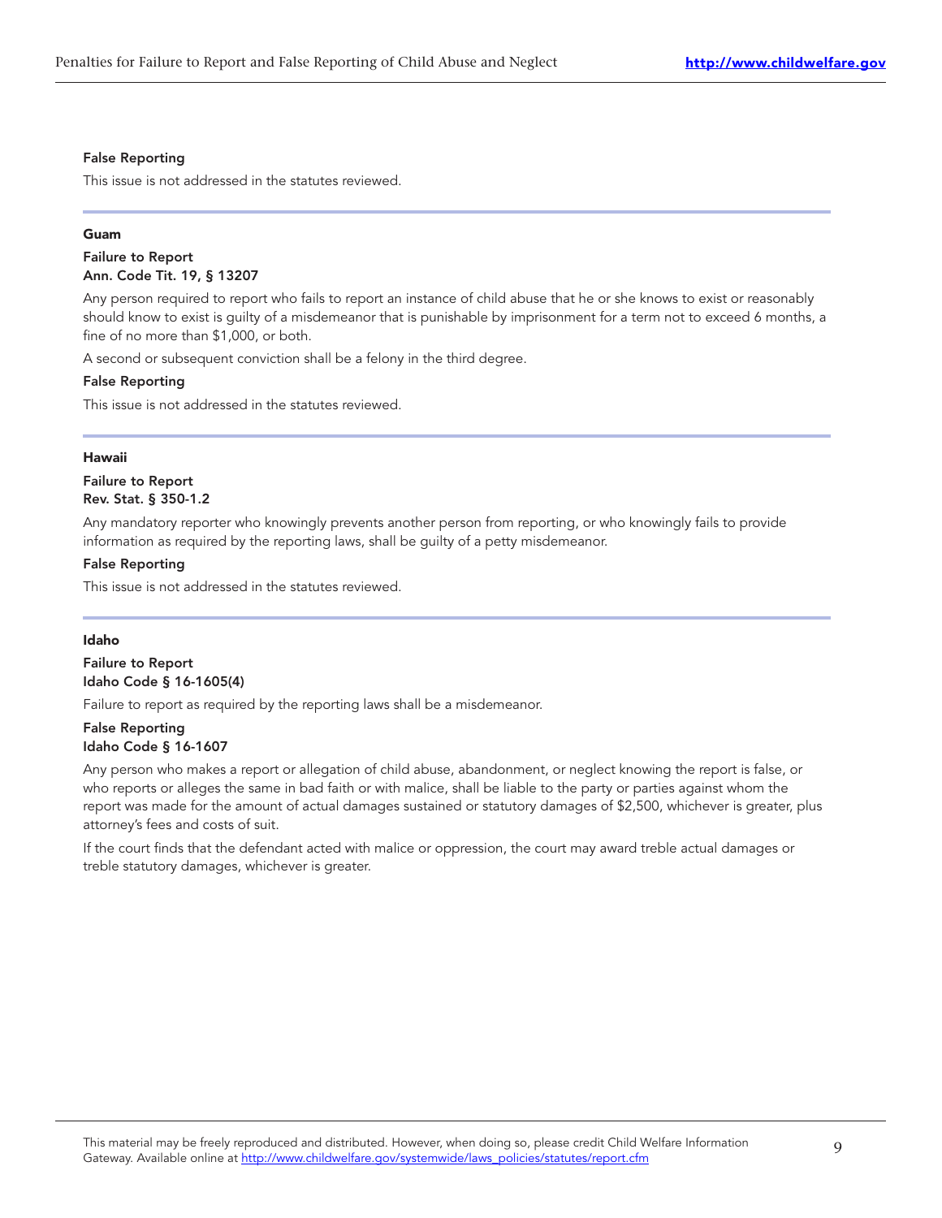**False Reporting**

This issue is not addressed in the statutes reviewed.

---

**Guam**

**Failure to Report**
**Ann. Code Tit. 19, § 13207**

Any person required to report who fails to report an instance of child abuse that he or she knows to exist or reasonably should know to exist is guilty of a misdemeanor that is punishable by imprisonment for a term not to exceed 6 months, a fine of no more than $1,000, or both.

A second or subsequent conviction shall be a felony in the third degree.

**False Reporting**

This issue is not addressed in the statutes reviewed.

---

**Hawaii**

**Failure to Report**
**Rev. Stat. § 350-1.2**

Any mandatory reporter who knowingly prevents another person from reporting, or who knowingly fails to provide information as required by the reporting laws, shall be guilty of a petty misdemeanor.

**False Reporting**

This issue is not addressed in the statutes reviewed.

---

**Idaho**

**Failure to Report**
**Idaho Code § 16-1605(4)**

Failure to report as required by the reporting laws shall be a misdemeanor.

**False Reporting**
**Idaho Code § 16-1607**

Any person who makes a report or allegation of child abuse, abandonment, or neglect knowing the report is false, or who reports or alleges the same in bad faith or with malice, shall be liable to the party or parties against whom the report was made for the amount of actual damages sustained or statutory damages of $2,500, whichever is greater, plus attorney's fees and costs of suit.

If the court finds that the defendant acted with malice or oppression, the court may award treble actual damages or treble statutory damages, whichever is greater.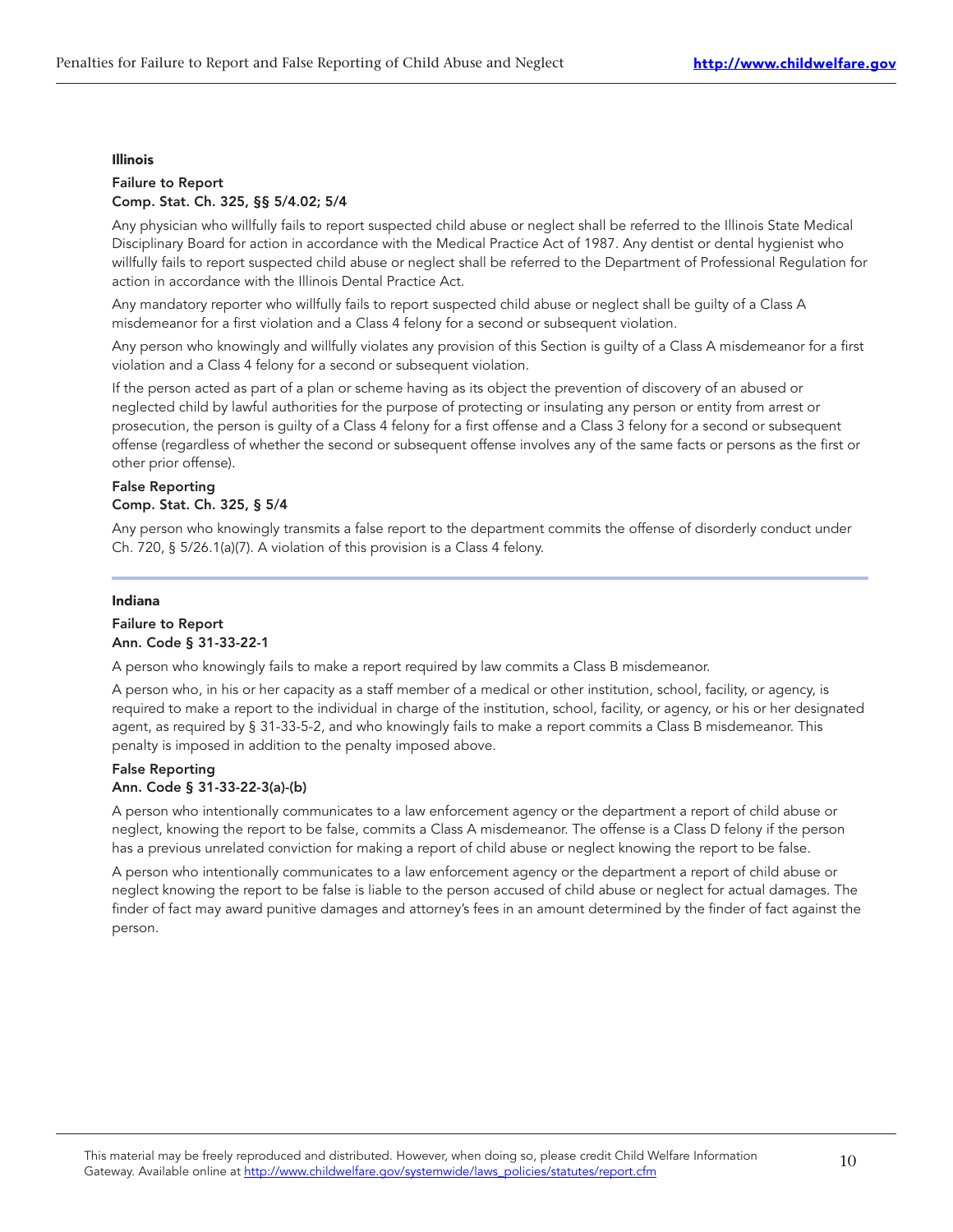### Illinois

**Failure to Report**
**Comp. Stat. Ch. 325, §§ 5/4.02; 5/4**

Any physician who willfully fails to report suspected child abuse or neglect shall be referred to the Illinois State Medical Disciplinary Board for action in accordance with the Medical Practice Act of 1987. Any dentist or dental hygienist who willfully fails to report suspected child abuse or neglect shall be referred to the Department of Professional Regulation for action in accordance with the Illinois Dental Practice Act.

Any mandatory reporter who willfully fails to report suspected child abuse or neglect shall be guilty of a Class A misdemeanor for a first violation and a Class 4 felony for a second or subsequent violation.

Any person who knowingly and willfully violates any provision of this Section is guilty of a Class A misdemeanor for a first violation and a Class 4 felony for a second or subsequent violation.

If the person acted as part of a plan or scheme having as its object the prevention of discovery of an abused or neglected child by lawful authorities for the purpose of protecting or insulating any person or entity from arrest or prosecution, the person is guilty of a Class 4 felony for a first offense and a Class 3 felony for a second or subsequent offense (regardless of whether the second or subsequent offense involves any of the same facts or persons as the first or other prior offense).

**False Reporting**
**Comp. Stat. Ch. 325, § 5/4**

Any person who knowingly transmits a false report to the department commits the offense of disorderly conduct under Ch. 720, § 5/26.1(a)(7). A violation of this provision is a Class 4 felony.

### Indiana

**Failure to Report**
**Ann. Code § 31-33-22-1**

A person who knowingly fails to make a report required by law commits a Class B misdemeanor.

A person who, in his or her capacity as a staff member of a medical or other institution, school, facility, or agency, is required to make a report to the individual in charge of the institution, school, facility, or agency, or his or her designated agent, as required by § 31-33-5-2, and who knowingly fails to make a report commits a Class B misdemeanor. This penalty is imposed in addition to the penalty imposed above.

**False Reporting**
**Ann. Code § 31-33-22-3(a)-(b)**

A person who intentionally communicates to a law enforcement agency or the department a report of child abuse or neglect, knowing the report to be false, commits a Class A misdemeanor. The offense is a Class D felony if the person has a previous unrelated conviction for making a report of child abuse or neglect knowing the report to be false.

A person who intentionally communicates to a law enforcement agency or the department a report of child abuse or neglect knowing the report to be false is liable to the person accused of child abuse or neglect for actual damages. The finder of fact may award punitive damages and attorney's fees in an amount determined by the finder of fact against the person.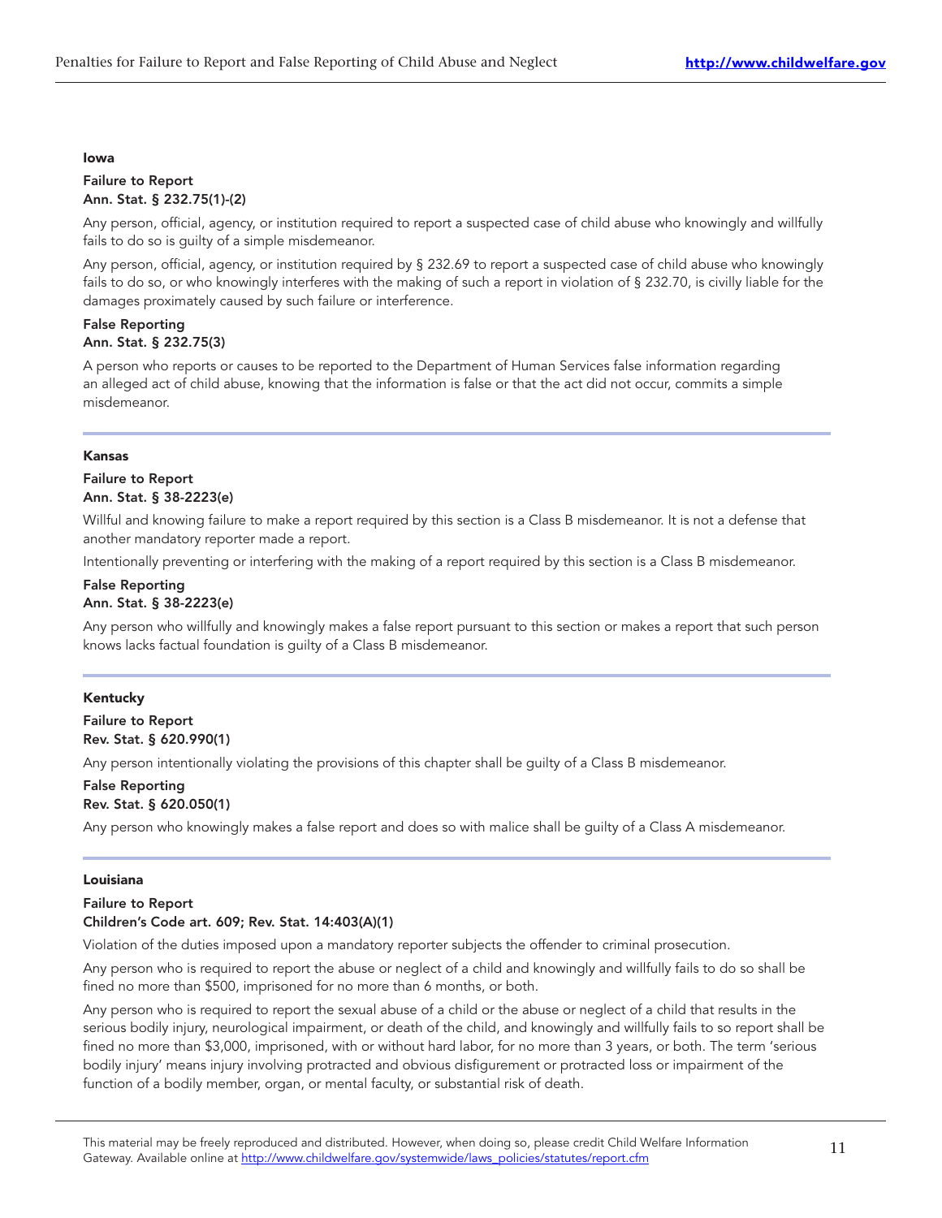### Iowa

**Failure to Report**
**Ann. Stat. § 232.75(1)-(2)**

Any person, official, agency, or institution required to report a suspected case of child abuse who knowingly and willfully fails to do so is guilty of a simple misdemeanor.

Any person, official, agency, or institution required by § 232.69 to report a suspected case of child abuse who knowingly fails to do so, or who knowingly interferes with the making of such a report in violation of § 232.70, is civilly liable for the damages proximately caused by such failure or interference.

**False Reporting**
**Ann. Stat. § 232.75(3)**

A person who reports or causes to be reported to the Department of Human Services false information regarding an alleged act of child abuse, knowing that the information is false or that the act did not occur, commits a simple misdemeanor.

---

### Kansas

**Failure to Report**
**Ann. Stat. § 38-2223(e)**

Willful and knowing failure to make a report required by this section is a Class B misdemeanor. It is not a defense that another mandatory reporter made a report.

Intentionally preventing or interfering with the making of a report required by this section is a Class B misdemeanor.

**False Reporting**
**Ann. Stat. § 38-2223(e)**

Any person who willfully and knowingly makes a false report pursuant to this section or makes a report that such person knows lacks factual foundation is guilty of a Class B misdemeanor.

---

### Kentucky

**Failure to Report**
**Rev. Stat. § 620.990(1)**

Any person intentionally violating the provisions of this chapter shall be guilty of a Class B misdemeanor.

**False Reporting**
**Rev. Stat. § 620.050(1)**

Any person who knowingly makes a false report and does so with malice shall be guilty of a Class A misdemeanor.

---

### Louisiana

**Failure to Report**
**Children's Code art. 609; Rev. Stat. 14:403(A)(1)**

Violation of the duties imposed upon a mandatory reporter subjects the offender to criminal prosecution.

Any person who is required to report the abuse or neglect of a child and knowingly and willfully fails to do so shall be fined no more than $500, imprisoned for no more than 6 months, or both.

Any person who is required to report the sexual abuse of a child or the abuse or neglect of a child that results in the serious bodily injury, neurological impairment, or death of the child, and knowingly and willfully fails to so report shall be fined no more than $3,000, imprisoned, with or without hard labor, for no more than 3 years, or both. The term 'serious bodily injury' means injury involving protracted and obvious disfigurement or protracted loss or impairment of the function of a bodily member, organ, or mental faculty, or substantial risk of death.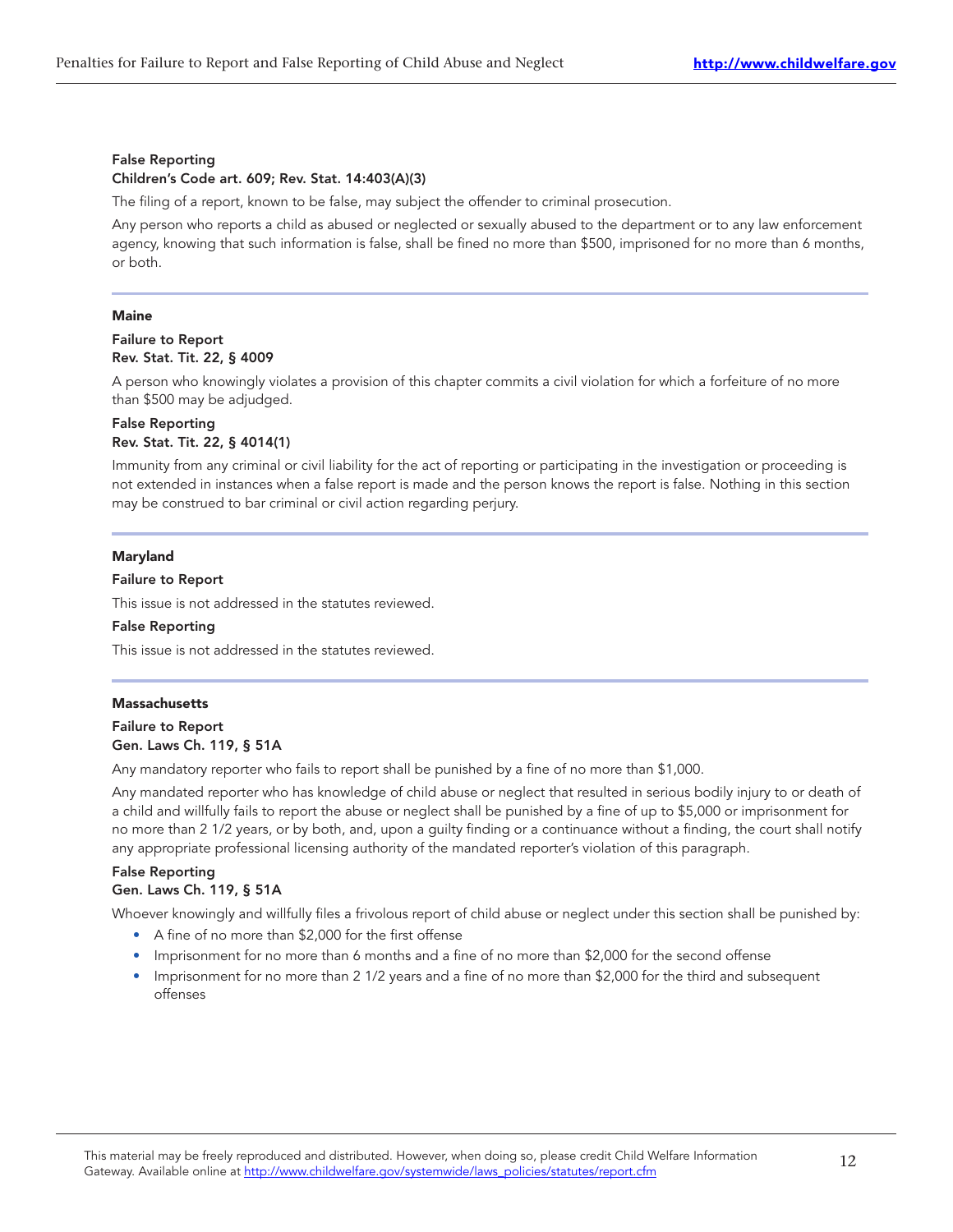**False Reporting**
**Children's Code art. 609; Rev. Stat. 14:403(A)(3)**

The filing of a report, known to be false, may subject the offender to criminal prosecution.

Any person who reports a child as abused or neglected or sexually abused to the department or to any law enforcement agency, knowing that such information is false, shall be fined no more than $500, imprisoned for no more than 6 months, or both.

---

### Maine

**Failure to Report**
**Rev. Stat. Tit. 22, § 4009**

A person who knowingly violates a provision of this chapter commits a civil violation for which a forfeiture of no more than $500 may be adjudged.

**False Reporting**
**Rev. Stat. Tit. 22, § 4014(1)**

Immunity from any criminal or civil liability for the act of reporting or participating in the investigation or proceeding is not extended in instances when a false report is made and the person knows the report is false. Nothing in this section may be construed to bar criminal or civil action regarding perjury.

---

### Maryland

**Failure to Report**

This issue is not addressed in the statutes reviewed.

**False Reporting**

This issue is not addressed in the statutes reviewed.

---

### Massachusetts

**Failure to Report**
**Gen. Laws Ch. 119, § 51A**

Any mandatory reporter who fails to report shall be punished by a fine of no more than $1,000.

Any mandated reporter who has knowledge of child abuse or neglect that resulted in serious bodily injury to or death of a child and willfully fails to report the abuse or neglect shall be punished by a fine of up to $5,000 or imprisonment for no more than 2 1/2 years, or by both, and, upon a guilty finding or a continuance without a finding, the court shall notify any appropriate professional licensing authority of the mandated reporter's violation of this paragraph.

**False Reporting**
**Gen. Laws Ch. 119, § 51A**

Whoever knowingly and willfully files a frivolous report of child abuse or neglect under this section shall be punished by:

- A fine of no more than $2,000 for the first offense
- Imprisonment for no more than 6 months and a fine of no more than $2,000 for the second offense
- Imprisonment for no more than 2 1/2 years and a fine of no more than $2,000 for the third and subsequent offenses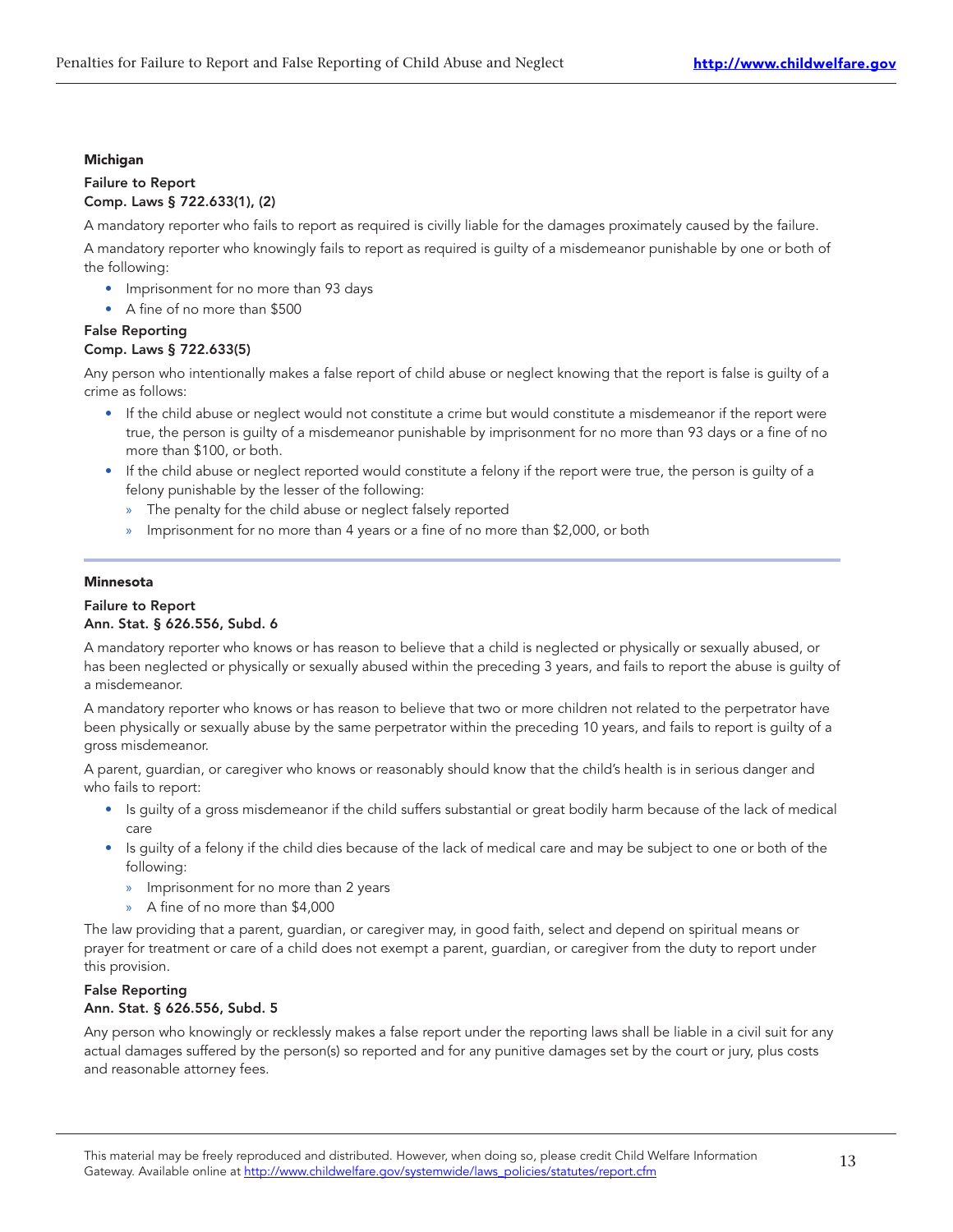### Michigan

**Failure to Report**
**Comp. Laws § 722.633(1), (2)**

A mandatory reporter who fails to report as required is civilly liable for the damages proximately caused by the failure.

A mandatory reporter who knowingly fails to report as required is guilty of a misdemeanor punishable by one or both of the following:

- Imprisonment for no more than 93 days
- A fine of no more than $500

**False Reporting**
**Comp. Laws § 722.633(5)**

Any person who intentionally makes a false report of child abuse or neglect knowing that the report is false is guilty of a crime as follows:

- If the child abuse or neglect would not constitute a crime but would constitute a misdemeanor if the report were true, the person is guilty of a misdemeanor punishable by imprisonment for no more than 93 days or a fine of no more than $100, or both.
- If the child abuse or neglect reported would constitute a felony if the report were true, the person is guilty of a felony punishable by the lesser of the following:
  - The penalty for the child abuse or neglect falsely reported
  - Imprisonment for no more than 4 years or a fine of no more than $2,000, or both

---

### Minnesota

**Failure to Report**
**Ann. Stat. § 626.556, Subd. 6**

A mandatory reporter who knows or has reason to believe that a child is neglected or physically or sexually abused, or has been neglected or physically or sexually abused within the preceding 3 years, and fails to report the abuse is guilty of a misdemeanor.

A mandatory reporter who knows or has reason to believe that two or more children not related to the perpetrator have been physically or sexually abuse by the same perpetrator within the preceding 10 years, and fails to report is guilty of a gross misdemeanor.

A parent, guardian, or caregiver who knows or reasonably should know that the child's health is in serious danger and who fails to report:

- Is guilty of a gross misdemeanor if the child suffers substantial or great bodily harm because of the lack of medical care
- Is guilty of a felony if the child dies because of the lack of medical care and may be subject to one or both of the following:
  - Imprisonment for no more than 2 years
  - A fine of no more than $4,000

The law providing that a parent, guardian, or caregiver may, in good faith, select and depend on spiritual means or prayer for treatment or care of a child does not exempt a parent, guardian, or caregiver from the duty to report under this provision.

**False Reporting**
**Ann. Stat. § 626.556, Subd. 5**

Any person who knowingly or recklessly makes a false report under the reporting laws shall be liable in a civil suit for any actual damages suffered by the person(s) so reported and for any punitive damages set by the court or jury, plus costs and reasonable attorney fees.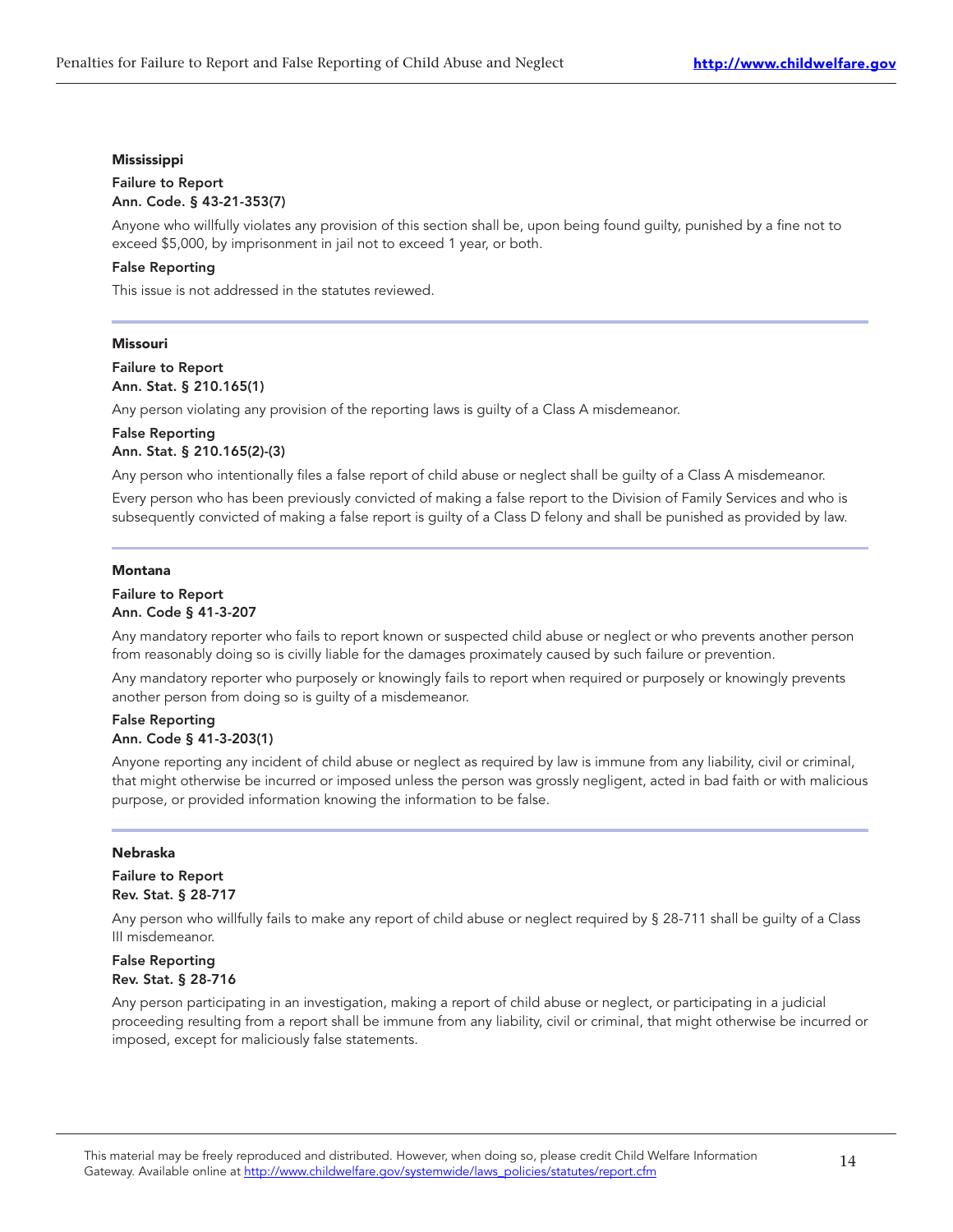### Mississippi

**Failure to Report**
**Ann. Code. § 43-21-353(7)**

Anyone who willfully violates any provision of this section shall be, upon being found guilty, punished by a fine not to exceed $5,000, by imprisonment in jail not to exceed 1 year, or both.

**False Reporting**

This issue is not addressed in the statutes reviewed.

---

### Missouri

**Failure to Report**
**Ann. Stat. § 210.165(1)**

Any person violating any provision of the reporting laws is guilty of a Class A misdemeanor.

**False Reporting**
**Ann. Stat. § 210.165(2)-(3)**

Any person who intentionally files a false report of child abuse or neglect shall be guilty of a Class A misdemeanor.

Every person who has been previously convicted of making a false report to the Division of Family Services and who is subsequently convicted of making a false report is guilty of a Class D felony and shall be punished as provided by law.

---

### Montana

**Failure to Report**
**Ann. Code § 41-3-207**

Any mandatory reporter who fails to report known or suspected child abuse or neglect or who prevents another person from reasonably doing so is civilly liable for the damages proximately caused by such failure or prevention.

Any mandatory reporter who purposely or knowingly fails to report when required or purposely or knowingly prevents another person from doing so is guilty of a misdemeanor.

**False Reporting**
**Ann. Code § 41-3-203(1)**

Anyone reporting any incident of child abuse or neglect as required by law is immune from any liability, civil or criminal, that might otherwise be incurred or imposed unless the person was grossly negligent, acted in bad faith or with malicious purpose, or provided information knowing the information to be false.

---

### Nebraska

**Failure to Report**
**Rev. Stat. § 28-717**

Any person who willfully fails to make any report of child abuse or neglect required by § 28-711 shall be guilty of a Class III misdemeanor.

**False Reporting**
**Rev. Stat. § 28-716**

Any person participating in an investigation, making a report of child abuse or neglect, or participating in a judicial proceeding resulting from a report shall be immune from any liability, civil or criminal, that might otherwise be incurred or imposed, except for maliciously false statements.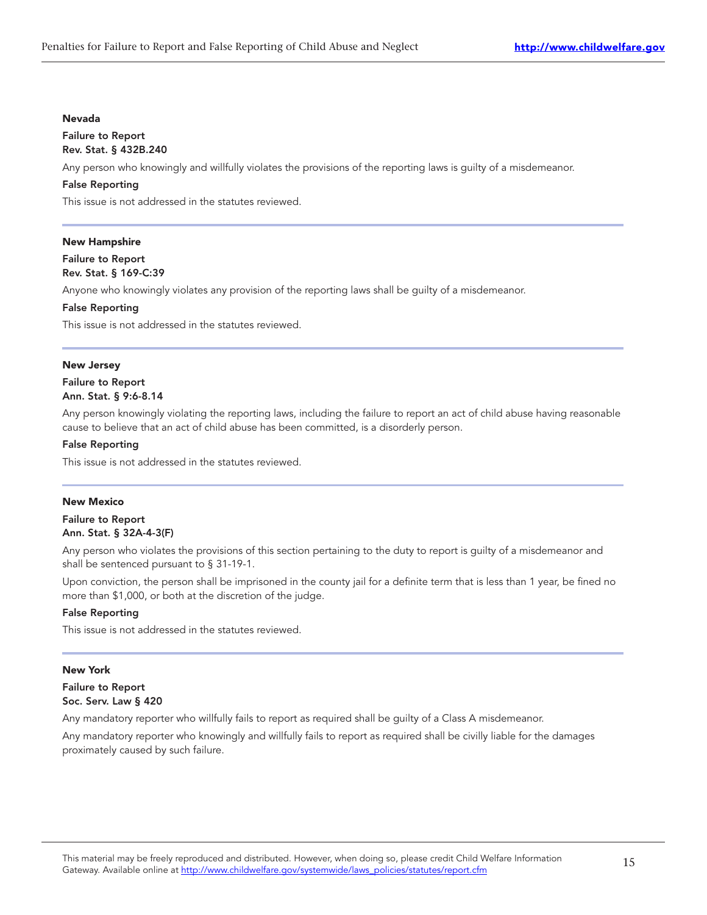### Nevada

**Failure to Report**
**Rev. Stat. § 432B.240**

Any person who knowingly and willfully violates the provisions of the reporting laws is guilty of a misdemeanor.

**False Reporting**

This issue is not addressed in the statutes reviewed.

### New Hampshire

**Failure to Report**
**Rev. Stat. § 169-C:39**

Anyone who knowingly violates any provision of the reporting laws shall be guilty of a misdemeanor.

**False Reporting**

This issue is not addressed in the statutes reviewed.

### New Jersey

**Failure to Report**
**Ann. Stat. § 9:6-8.14**

Any person knowingly violating the reporting laws, including the failure to report an act of child abuse having reasonable cause to believe that an act of child abuse has been committed, is a disorderly person.

**False Reporting**

This issue is not addressed in the statutes reviewed.

### New Mexico

**Failure to Report**
**Ann. Stat. § 32A-4-3(F)**

Any person who violates the provisions of this section pertaining to the duty to report is guilty of a misdemeanor and shall be sentenced pursuant to § 31-19-1.

Upon conviction, the person shall be imprisoned in the county jail for a definite term that is less than 1 year, be fined no more than $1,000, or both at the discretion of the judge.

**False Reporting**

This issue is not addressed in the statutes reviewed.

### New York

**Failure to Report**
**Soc. Serv. Law § 420**

Any mandatory reporter who willfully fails to report as required shall be guilty of a Class A misdemeanor.

Any mandatory reporter who knowingly and willfully fails to report as required shall be civilly liable for the damages proximately caused by such failure.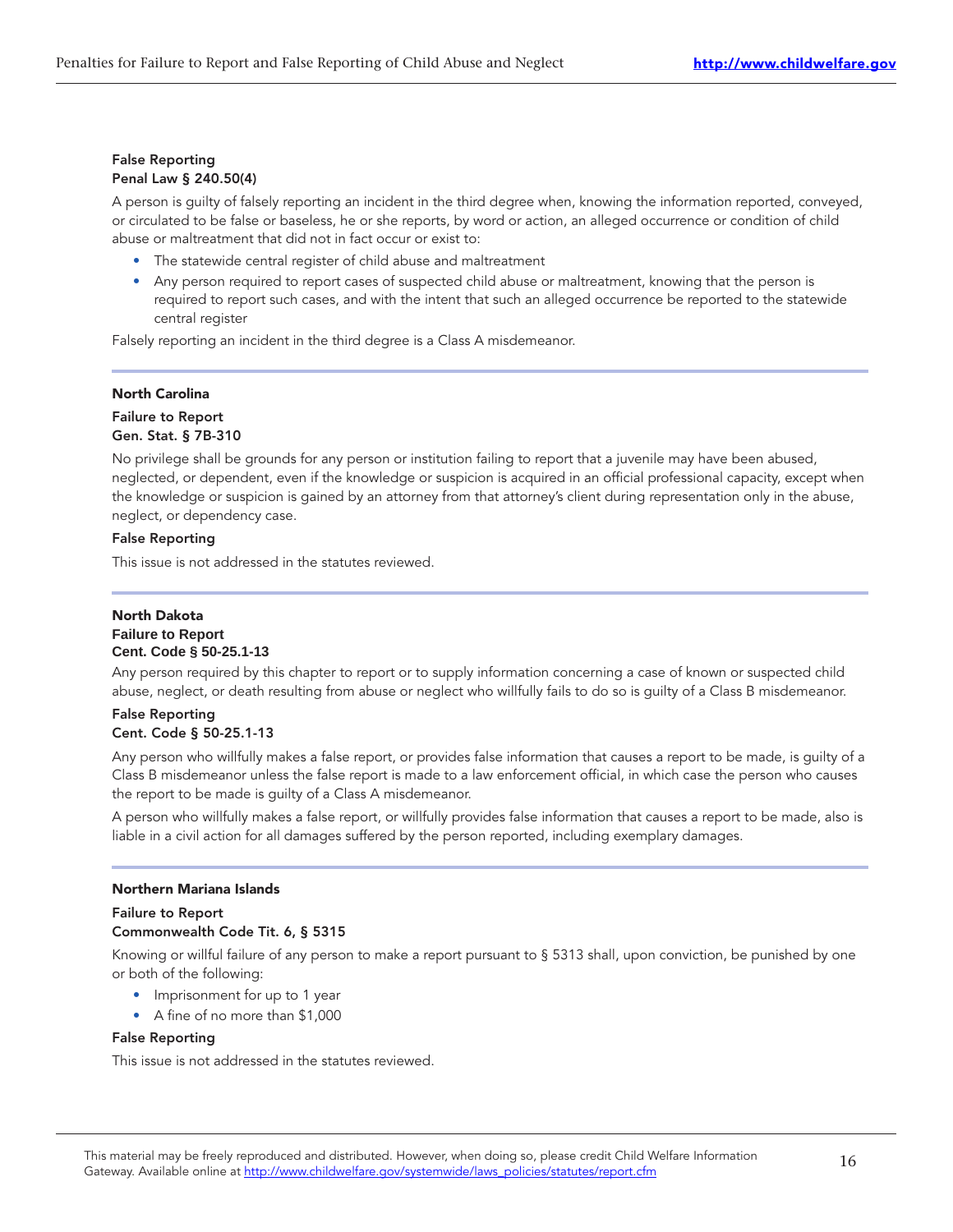**False Reporting**
**Penal Law § 240.50(4)**

A person is guilty of falsely reporting an incident in the third degree when, knowing the information reported, conveyed, or circulated to be false or baseless, he or she reports, by word or action, an alleged occurrence or condition of child abuse or maltreatment that did not in fact occur or exist to:

- The statewide central register of child abuse and maltreatment
- Any person required to report cases of suspected child abuse or maltreatment, knowing that the person is required to report such cases, and with the intent that such an alleged occurrence be reported to the statewide central register

Falsely reporting an incident in the third degree is a Class A misdemeanor.

---

## North Carolina

**Failure to Report**
**Gen. Stat. § 7B-310**

No privilege shall be grounds for any person or institution failing to report that a juvenile may have been abused, neglected, or dependent, even if the knowledge or suspicion is acquired in an official professional capacity, except when the knowledge or suspicion is gained by an attorney from that attorney's client during representation only in the abuse, neglect, or dependency case.

**False Reporting**

This issue is not addressed in the statutes reviewed.

---

## North Dakota

**Failure to Report**
**Cent. Code § 50-25.1-13**

Any person required by this chapter to report or to supply information concerning a case of known or suspected child abuse, neglect, or death resulting from abuse or neglect who willfully fails to do so is guilty of a Class B misdemeanor.

**False Reporting**
**Cent. Code § 50-25.1-13**

Any person who willfully makes a false report, or provides false information that causes a report to be made, is guilty of a Class B misdemeanor unless the false report is made to a law enforcement official, in which case the person who causes the report to be made is guilty of a Class A misdemeanor.

A person who willfully makes a false report, or willfully provides false information that causes a report to be made, also is liable in a civil action for all damages suffered by the person reported, including exemplary damages.

---

## Northern Mariana Islands

**Failure to Report**
**Commonwealth Code Tit. 6, § 5315**

Knowing or willful failure of any person to make a report pursuant to § 5313 shall, upon conviction, be punished by one or both of the following:

- Imprisonment for up to 1 year
- A fine of no more than $1,000

**False Reporting**

This issue is not addressed in the statutes reviewed.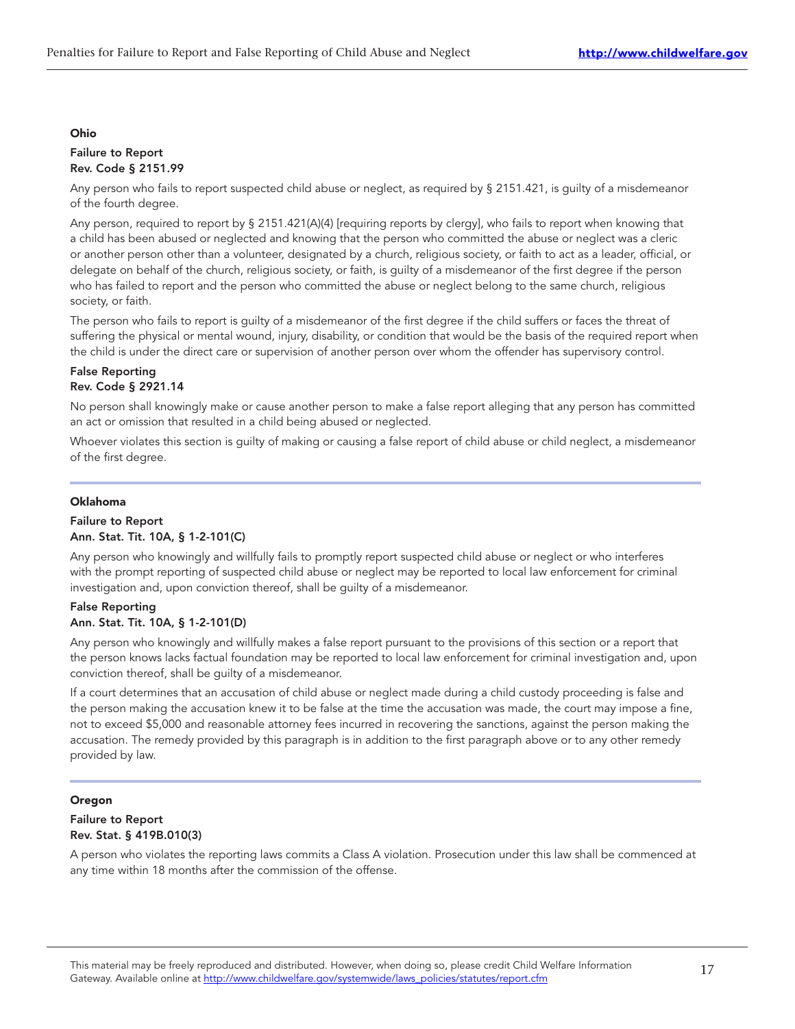## Ohio

**Failure to Report**
**Rev. Code § 2151.99**

Any person who fails to report suspected child abuse or neglect, as required by § 2151.421, is guilty of a misdemeanor of the fourth degree.

Any person, required to report by § 2151.421(A)(4) [requiring reports by clergy], who fails to report when knowing that a child has been abused or neglected and knowing that the person who committed the abuse or neglect was a cleric or another person other than a volunteer, designated by a church, religious society, or faith to act as a leader, official, or delegate on behalf of the church, religious society, or faith, is guilty of a misdemeanor of the first degree if the person who has failed to report and the person who committed the abuse or neglect belong to the same church, religious society, or faith.

The person who fails to report is guilty of a misdemeanor of the first degree if the child suffers or faces the threat of suffering the physical or mental wound, injury, disability, or condition that would be the basis of the required report when the child is under the direct care or supervision of another person over whom the offender has supervisory control.

**False Reporting**
**Rev. Code § 2921.14**

No person shall knowingly make or cause another person to make a false report alleging that any person has committed an act or omission that resulted in a child being abused or neglected.

Whoever violates this section is guilty of making or causing a false report of child abuse or child neglect, a misdemeanor of the first degree.

## Oklahoma

**Failure to Report**
**Ann. Stat. Tit. 10A, § 1-2-101(C)**

Any person who knowingly and willfully fails to promptly report suspected child abuse or neglect or who interferes with the prompt reporting of suspected child abuse or neglect may be reported to local law enforcement for criminal investigation and, upon conviction thereof, shall be guilty of a misdemeanor.

**False Reporting**
**Ann. Stat. Tit. 10A, § 1-2-101(D)**

Any person who knowingly and willfully makes a false report pursuant to the provisions of this section or a report that the person knows lacks factual foundation may be reported to local law enforcement for criminal investigation and, upon conviction thereof, shall be guilty of a misdemeanor.

If a court determines that an accusation of child abuse or neglect made during a child custody proceeding is false and the person making the accusation knew it to be false at the time the accusation was made, the court may impose a fine, not to exceed $5,000 and reasonable attorney fees incurred in recovering the sanctions, against the person making the accusation. The remedy provided by this paragraph is in addition to the first paragraph above or to any other remedy provided by law.

## Oregon

**Failure to Report**
**Rev. Stat. § 419B.010(3)**

A person who violates the reporting laws commits a Class A violation. Prosecution under this law shall be commenced at any time within 18 months after the commission of the offense.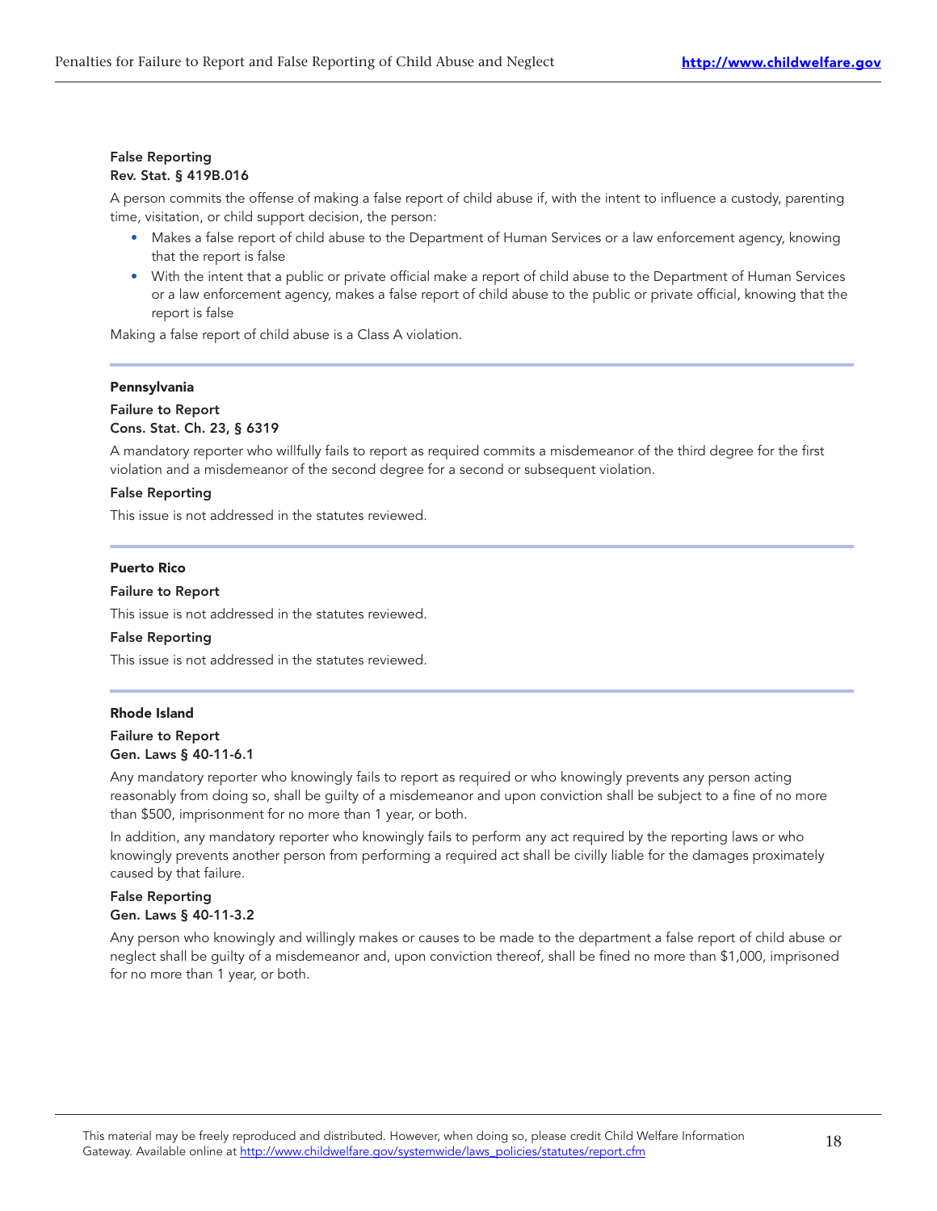**False Reporting**
**Rev. Stat. § 419B.016**

A person commits the offense of making a false report of child abuse if, with the intent to influence a custody, parenting time, visitation, or child support decision, the person:

- Makes a false report of child abuse to the Department of Human Services or a law enforcement agency, knowing that the report is false
- With the intent that a public or private official make a report of child abuse to the Department of Human Services or a law enforcement agency, makes a false report of child abuse to the public or private official, knowing that the report is false

Making a false report of child abuse is a Class A violation.

## Pennsylvania

**Failure to Report**
**Cons. Stat. Ch. 23, § 6319**

A mandatory reporter who willfully fails to report as required commits a misdemeanor of the third degree for the first violation and a misdemeanor of the second degree for a second or subsequent violation.

**False Reporting**

This issue is not addressed in the statutes reviewed.

## Puerto Rico

**Failure to Report**

This issue is not addressed in the statutes reviewed.

**False Reporting**

This issue is not addressed in the statutes reviewed.

## Rhode Island

**Failure to Report**
**Gen. Laws § 40-11-6.1**

Any mandatory reporter who knowingly fails to report as required or who knowingly prevents any person acting reasonably from doing so, shall be guilty of a misdemeanor and upon conviction shall be subject to a fine of no more than $500, imprisonment for no more than 1 year, or both.

In addition, any mandatory reporter who knowingly fails to perform any act required by the reporting laws or who knowingly prevents another person from performing a required act shall be civilly liable for the damages proximately caused by that failure.

**False Reporting**
**Gen. Laws § 40-11-3.2**

Any person who knowingly and willingly makes or causes to be made to the department a false report of child abuse or neglect shall be guilty of a misdemeanor and, upon conviction thereof, shall be fined no more than $1,000, imprisoned for no more than 1 year, or both.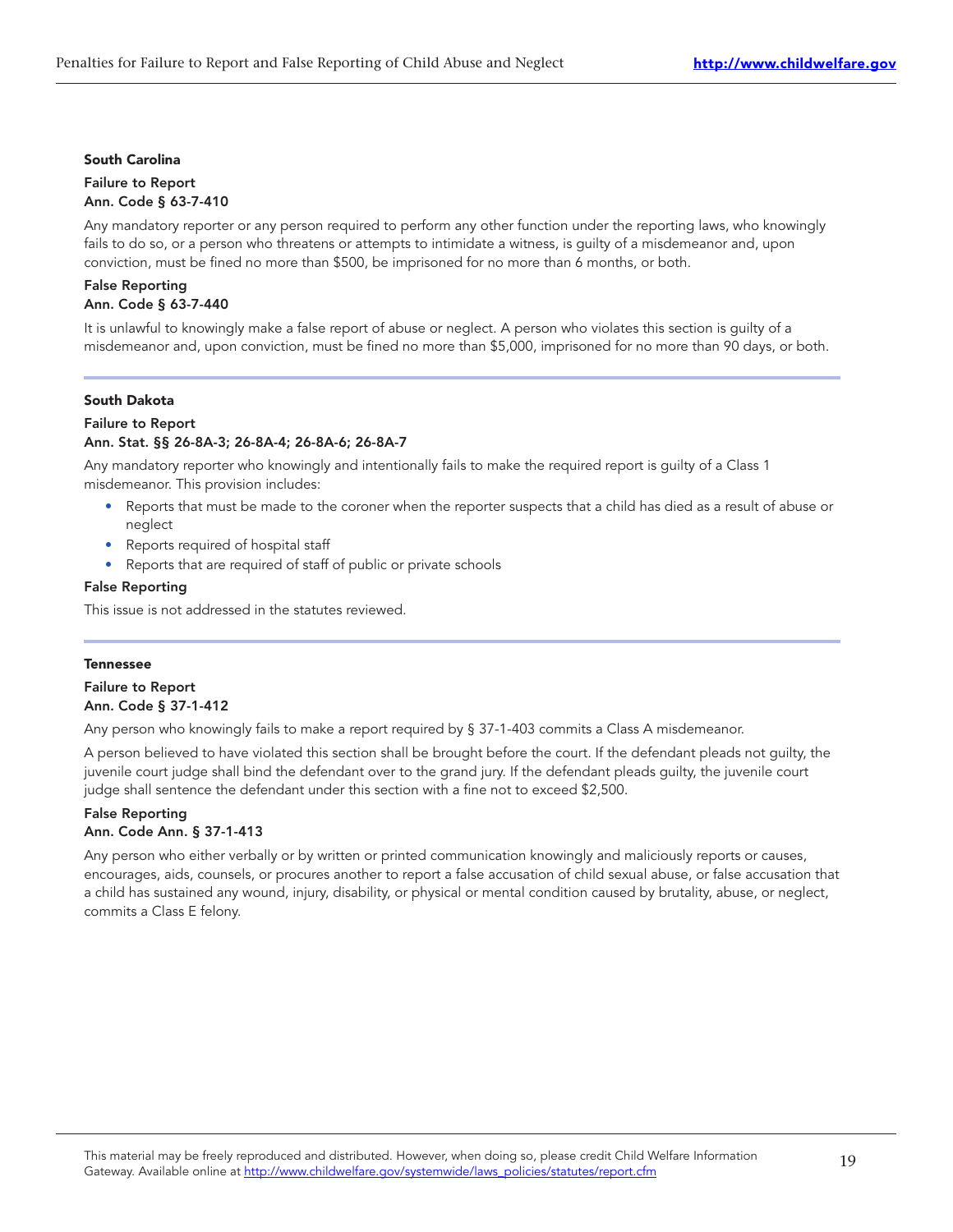### South Carolina

**Failure to Report**
**Ann. Code § 63-7-410**

Any mandatory reporter or any person required to perform any other function under the reporting laws, who knowingly fails to do so, or a person who threatens or attempts to intimidate a witness, is guilty of a misdemeanor and, upon conviction, must be fined no more than $500, be imprisoned for no more than 6 months, or both.

**False Reporting**
**Ann. Code § 63-7-440**

It is unlawful to knowingly make a false report of abuse or neglect. A person who violates this section is guilty of a misdemeanor and, upon conviction, must be fined no more than $5,000, imprisoned for no more than 90 days, or both.

### South Dakota

**Failure to Report**
**Ann. Stat. §§ 26-8A-3; 26-8A-4; 26-8A-6; 26-8A-7**

Any mandatory reporter who knowingly and intentionally fails to make the required report is guilty of a Class 1 misdemeanor. This provision includes:

- Reports that must be made to the coroner when the reporter suspects that a child has died as a result of abuse or neglect
- Reports required of hospital staff
- Reports that are required of staff of public or private schools

**False Reporting**

This issue is not addressed in the statutes reviewed.

### Tennessee

**Failure to Report**
**Ann. Code § 37-1-412**

Any person who knowingly fails to make a report required by § 37-1-403 commits a Class A misdemeanor.

A person believed to have violated this section shall be brought before the court. If the defendant pleads not guilty, the juvenile court judge shall bind the defendant over to the grand jury. If the defendant pleads guilty, the juvenile court judge shall sentence the defendant under this section with a fine not to exceed $2,500.

**False Reporting**
**Ann. Code Ann. § 37-1-413**

Any person who either verbally or by written or printed communication knowingly and maliciously reports or causes, encourages, aids, counsels, or procures another to report a false accusation of child sexual abuse, or false accusation that a child has sustained any wound, injury, disability, or physical or mental condition caused by brutality, abuse, or neglect, commits a Class E felony.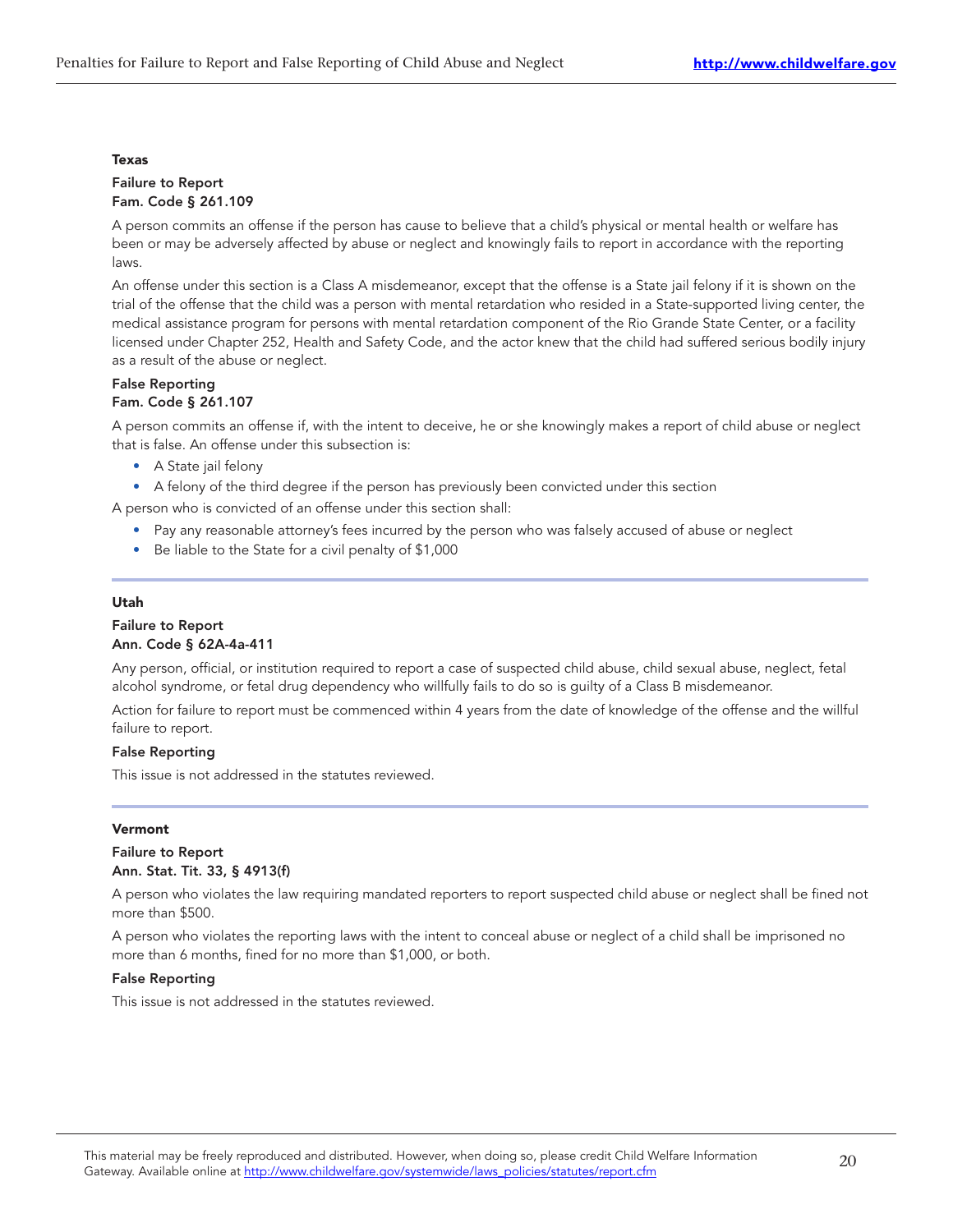### Texas

**Failure to Report**
**Fam. Code § 261.109**

A person commits an offense if the person has cause to believe that a child's physical or mental health or welfare has been or may be adversely affected by abuse or neglect and knowingly fails to report in accordance with the reporting laws.

An offense under this section is a Class A misdemeanor, except that the offense is a State jail felony if it is shown on the trial of the offense that the child was a person with mental retardation who resided in a State-supported living center, the medical assistance program for persons with mental retardation component of the Rio Grande State Center, or a facility licensed under Chapter 252, Health and Safety Code, and the actor knew that the child had suffered serious bodily injury as a result of the abuse or neglect.

**False Reporting**
**Fam. Code § 261.107**

A person commits an offense if, with the intent to deceive, he or she knowingly makes a report of child abuse or neglect that is false. An offense under this subsection is:

- A State jail felony
- A felony of the third degree if the person has previously been convicted under this section

A person who is convicted of an offense under this section shall:

- Pay any reasonable attorney's fees incurred by the person who was falsely accused of abuse or neglect
- Be liable to the State for a civil penalty of $1,000

### Utah

**Failure to Report**
**Ann. Code § 62A-4a-411**

Any person, official, or institution required to report a case of suspected child abuse, child sexual abuse, neglect, fetal alcohol syndrome, or fetal drug dependency who willfully fails to do so is guilty of a Class B misdemeanor.

Action for failure to report must be commenced within 4 years from the date of knowledge of the offense and the willful failure to report.

**False Reporting**

This issue is not addressed in the statutes reviewed.

### Vermont

**Failure to Report**
**Ann. Stat. Tit. 33, § 4913(f)**

A person who violates the law requiring mandated reporters to report suspected child abuse or neglect shall be fined not more than $500.

A person who violates the reporting laws with the intent to conceal abuse or neglect of a child shall be imprisoned no more than 6 months, fined for no more than $1,000, or both.

**False Reporting**

This issue is not addressed in the statutes reviewed.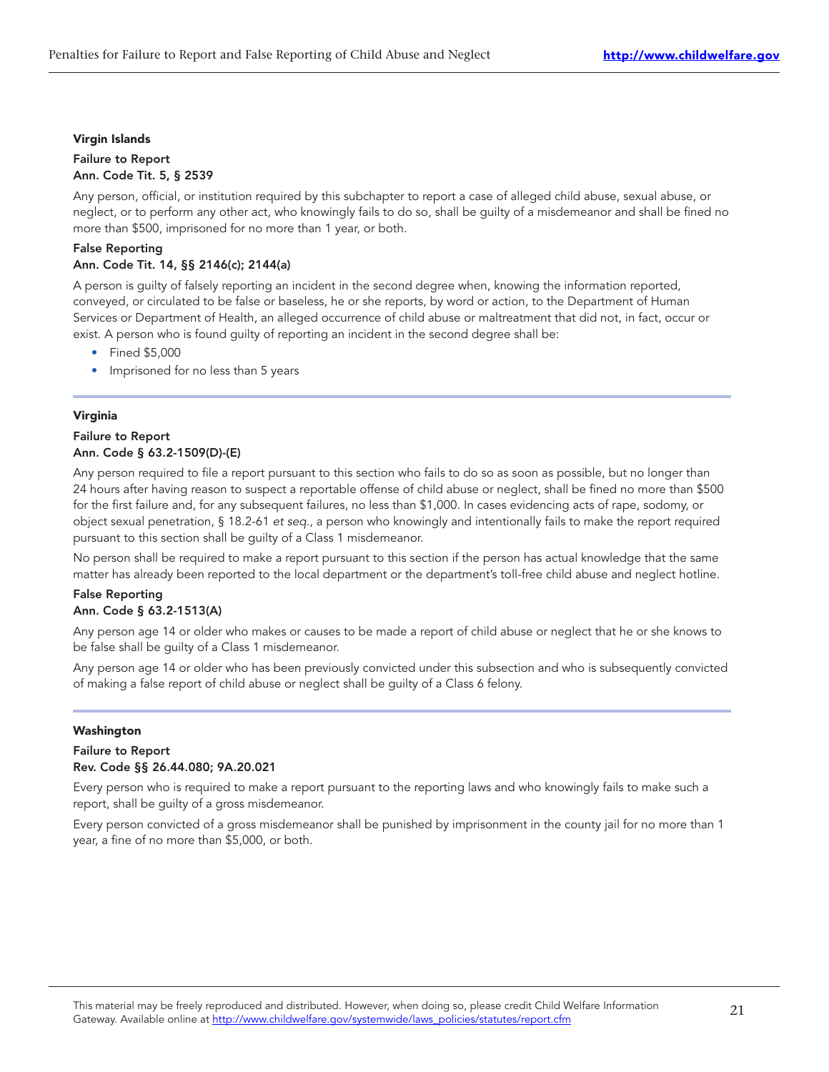### Virgin Islands

**Failure to Report**
**Ann. Code Tit. 5, § 2539**

Any person, official, or institution required by this subchapter to report a case of alleged child abuse, sexual abuse, or neglect, or to perform any other act, who knowingly fails to do so, shall be guilty of a misdemeanor and shall be fined no more than $500, imprisoned for no more than 1 year, or both.

**False Reporting**
**Ann. Code Tit. 14, §§ 2146(c); 2144(a)**

A person is guilty of falsely reporting an incident in the second degree when, knowing the information reported, conveyed, or circulated to be false or baseless, he or she reports, by word or action, to the Department of Human Services or Department of Health, an alleged occurrence of child abuse or maltreatment that did not, in fact, occur or exist. A person who is found guilty of reporting an incident in the second degree shall be:

- Fined $5,000
- Imprisoned for no less than 5 years

### Virginia

**Failure to Report**
**Ann. Code § 63.2-1509(D)-(E)**

Any person required to file a report pursuant to this section who fails to do so as soon as possible, but no longer than 24 hours after having reason to suspect a reportable offense of child abuse or neglect, shall be fined no more than $500 for the first failure and, for any subsequent failures, no less than $1,000. In cases evidencing acts of rape, sodomy, or object sexual penetration, § 18.2-61 *et seq.*, a person who knowingly and intentionally fails to make the report required pursuant to this section shall be guilty of a Class 1 misdemeanor.

No person shall be required to make a report pursuant to this section if the person has actual knowledge that the same matter has already been reported to the local department or the department's toll-free child abuse and neglect hotline.

**False Reporting**
**Ann. Code § 63.2-1513(A)**

Any person age 14 or older who makes or causes to be made a report of child abuse or neglect that he or she knows to be false shall be guilty of a Class 1 misdemeanor.

Any person age 14 or older who has been previously convicted under this subsection and who is subsequently convicted of making a false report of child abuse or neglect shall be guilty of a Class 6 felony.

### Washington

**Failure to Report**
**Rev. Code §§ 26.44.080; 9A.20.021**

Every person who is required to make a report pursuant to the reporting laws and who knowingly fails to make such a report, shall be guilty of a gross misdemeanor.

Every person convicted of a gross misdemeanor shall be punished by imprisonment in the county jail for no more than 1 year, a fine of no more than $5,000, or both.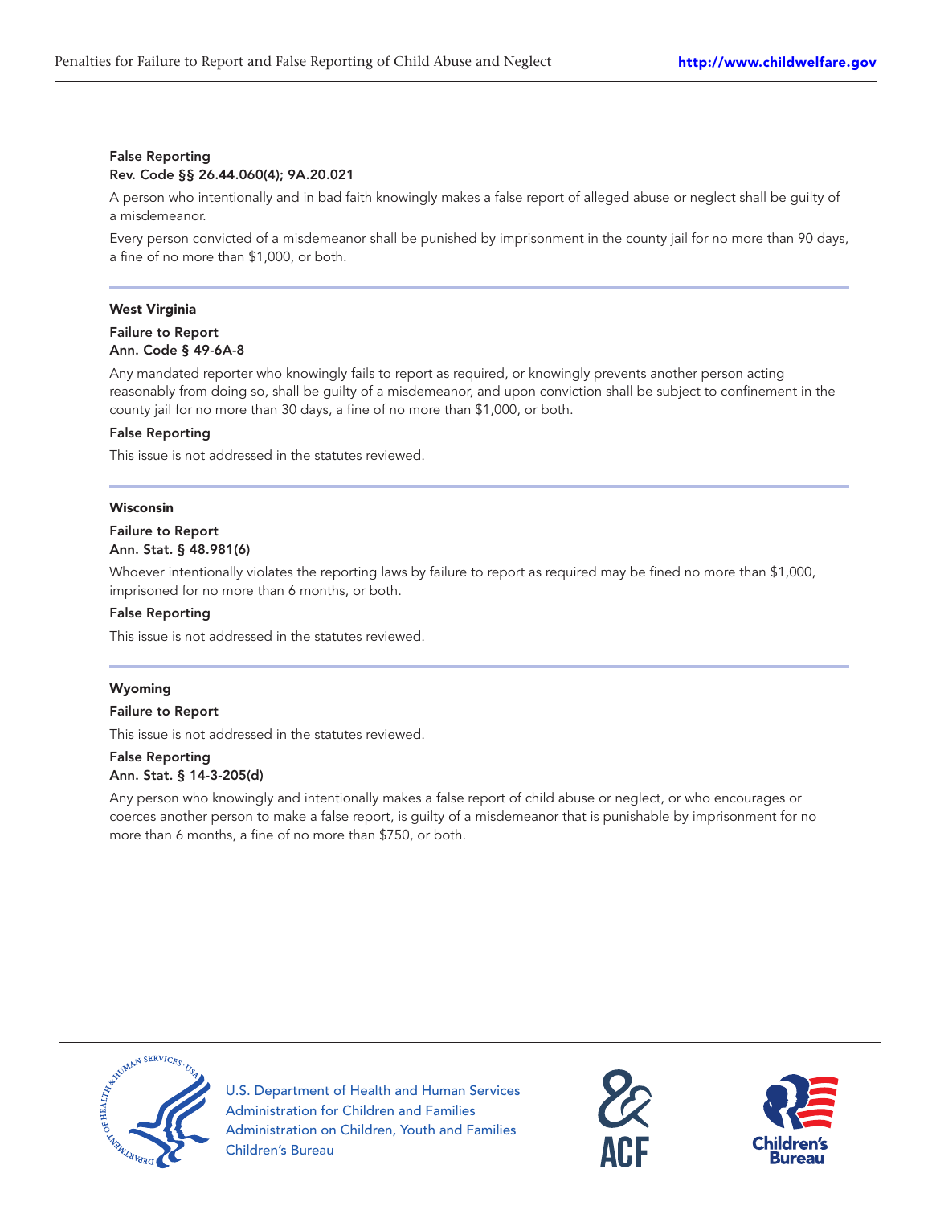#### False Reporting
**Rev. Code §§ 26.44.060(4); 9A.20.021**

A person who intentionally and in bad faith knowingly makes a false report of alleged abuse or neglect shall be guilty of a misdemeanor.

Every person convicted of a misdemeanor shall be punished by imprisonment in the county jail for no more than 90 days, a fine of no more than $1,000, or both.

### West Virginia

#### Failure to Report
**Ann. Code § 49-6A-8**

Any mandated reporter who knowingly fails to report as required, or knowingly prevents another person acting reasonably from doing so, shall be guilty of a misdemeanor, and upon conviction shall be subject to confinement in the county jail for no more than 30 days, a fine of no more than $1,000, or both.

#### False Reporting

This issue is not addressed in the statutes reviewed.

### Wisconsin

#### Failure to Report
**Ann. Stat. § 48.981(6)**

Whoever intentionally violates the reporting laws by failure to report as required may be fined no more than $1,000, imprisoned for no more than 6 months, or both.

#### False Reporting

This issue is not addressed in the statutes reviewed.

### Wyoming

#### Failure to Report

This issue is not addressed in the statutes reviewed.

#### False Reporting
**Ann. Stat. § 14-3-205(d)**

Any person who knowingly and intentionally makes a false report of child abuse or neglect, or who encourages or coerces another person to make a false report, is guilty of a misdemeanor that is punishable by imprisonment for no more than 6 months, a fine of no more than $750, or both.

U.S. Department of Health and Human Services
Administration for Children and Families
Administration on Children, Youth and Families
Children's Bureau